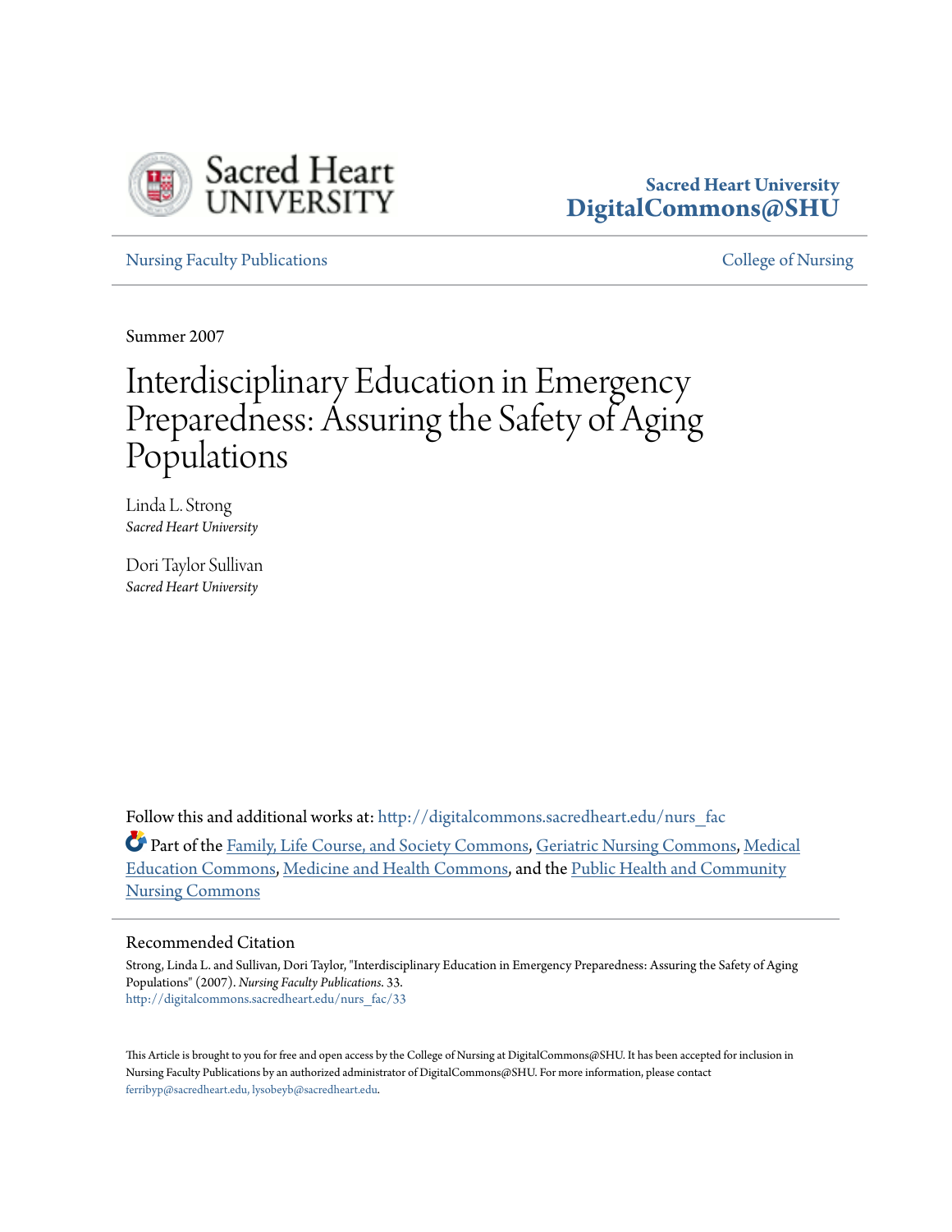Sacred Heart University
DigitalCommons@SHU

Nursing Faculty Publications | College of Nursing

Summer 2007

# Interdisciplinary Education in Emergency Preparedness: Assuring the Safety of Aging Populations

Linda L. Strong
*Sacred Heart University*

Dori Taylor Sullivan
*Sacred Heart University*

Follow this and additional works at: http://digitalcommons.sacredheart.edu/nurs_fac

Part of the Family, Life Course, and Society Commons, Geriatric Nursing Commons, Medical Education Commons, Medicine and Health Commons, and the Public Health and Community Nursing Commons

## Recommended Citation

Strong, Linda L. and Sullivan, Dori Taylor, "Interdisciplinary Education in Emergency Preparedness: Assuring the Safety of Aging Populations" (2007). *Nursing Faculty Publications*. 33.
http://digitalcommons.sacredheart.edu/nurs_fac/33

This Article is brought to you for free and open access by the College of Nursing at DigitalCommons@SHU. It has been accepted for inclusion in Nursing Faculty Publications by an authorized administrator of DigitalCommons@SHU. For more information, please contact ferribyp@sacredheart.edu, lysobeyb@sacredheart.edu.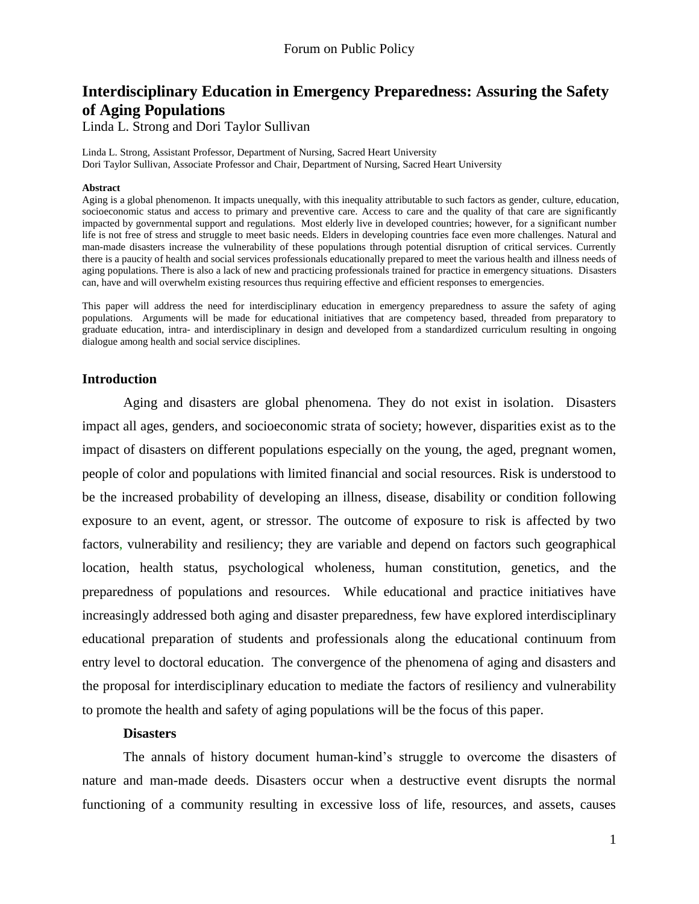# Interdisciplinary Education in Emergency Preparedness: Assuring the Safety of Aging Populations

Linda L. Strong and Dori Taylor Sullivan

Linda L. Strong, Assistant Professor, Department of Nursing, Sacred Heart University
Dori Taylor Sullivan, Associate Professor and Chair, Department of Nursing, Sacred Heart University

**Abstract**

Aging is a global phenomenon. It impacts unequally, with this inequality attributable to such factors as gender, culture, education, socioeconomic status and access to primary and preventive care. Access to care and the quality of that care are significantly impacted by governmental support and regulations. Most elderly live in developed countries; however, for a significant number life is not free of stress and struggle to meet basic needs. Elders in developing countries face even more challenges. Natural and man-made disasters increase the vulnerability of these populations through potential disruption of critical services. Currently there is a paucity of health and social services professionals educationally prepared to meet the various health and illness needs of aging populations. There is also a lack of new and practicing professionals trained for practice in emergency situations. Disasters can, have and will overwhelm existing resources thus requiring effective and efficient responses to emergencies.

This paper will address the need for interdisciplinary education in emergency preparedness to assure the safety of aging populations. Arguments will be made for educational initiatives that are competency based, threaded from preparatory to graduate education, intra- and interdisciplinary in design and developed from a standardized curriculum resulting in ongoing dialogue among health and social service disciplines.

## Introduction

Aging and disasters are global phenomena. They do not exist in isolation. Disasters impact all ages, genders, and socioeconomic strata of society; however, disparities exist as to the impact of disasters on different populations especially on the young, the aged, pregnant women, people of color and populations with limited financial and social resources. Risk is understood to be the increased probability of developing an illness, disease, disability or condition following exposure to an event, agent, or stressor. The outcome of exposure to risk is affected by two factors, vulnerability and resiliency; they are variable and depend on factors such geographical location, health status, psychological wholeness, human constitution, genetics, and the preparedness of populations and resources. While educational and practice initiatives have increasingly addressed both aging and disaster preparedness, few have explored interdisciplinary educational preparation of students and professionals along the educational continuum from entry level to doctoral education. The convergence of the phenomena of aging and disasters and the proposal for interdisciplinary education to mediate the factors of resiliency and vulnerability to promote the health and safety of aging populations will be the focus of this paper.

### Disasters

The annals of history document human-kind's struggle to overcome the disasters of nature and man-made deeds. Disasters occur when a destructive event disrupts the normal functioning of a community resulting in excessive loss of life, resources, and assets, causes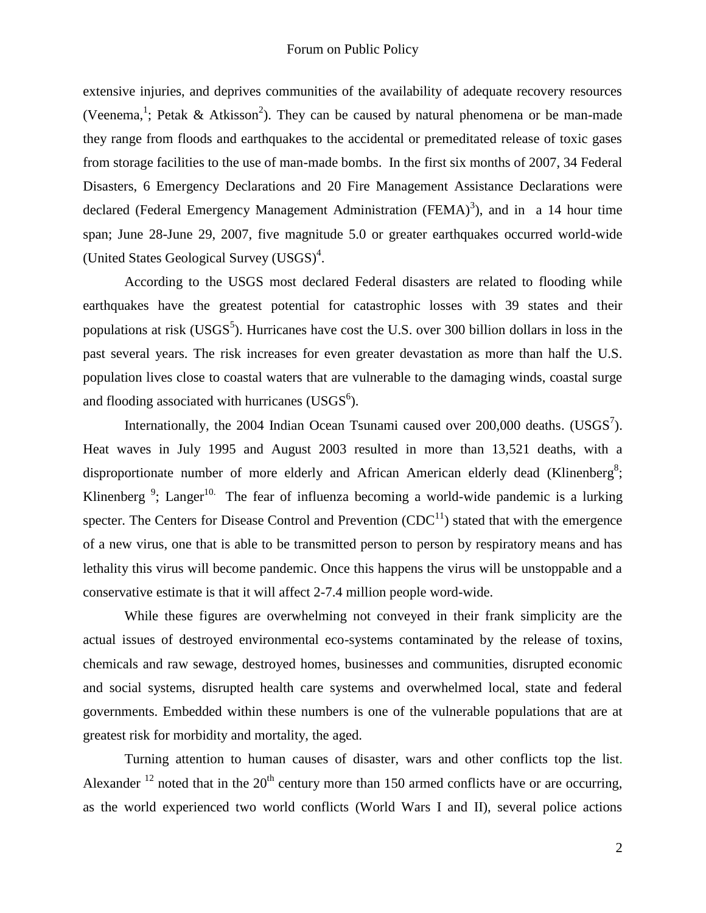extensive injuries, and deprives communities of the availability of adequate recovery resources (Veenema,[1]; Petak & Atkisson[2]). They can be caused by natural phenomena or be man-made they range from floods and earthquakes to the accidental or premeditated release of toxic gases from storage facilities to the use of man-made bombs. In the first six months of 2007, 34 Federal Disasters, 6 Emergency Declarations and 20 Fire Management Assistance Declarations were declared (Federal Emergency Management Administration (FEMA)[3]), and in a 14 hour time span; June 28-June 29, 2007, five magnitude 5.0 or greater earthquakes occurred world-wide (United States Geological Survey (USGS)[4].

According to the USGS most declared Federal disasters are related to flooding while earthquakes have the greatest potential for catastrophic losses with 39 states and their populations at risk (USGS[5]). Hurricanes have cost the U.S. over 300 billion dollars in loss in the past several years. The risk increases for even greater devastation as more than half the U.S. population lives close to coastal waters that are vulnerable to the damaging winds, coastal surge and flooding associated with hurricanes (USGS[6]).

Internationally, the 2004 Indian Ocean Tsunami caused over 200,000 deaths. (USGS[7]). Heat waves in July 1995 and August 2003 resulted in more than 13,521 deaths, with a disproportionate number of more elderly and African American elderly dead (Klinenberg[8]; Klinenberg [9]; Langer[10]. The fear of influenza becoming a world-wide pandemic is a lurking specter. The Centers for Disease Control and Prevention (CDC[11]) stated that with the emergence of a new virus, one that is able to be transmitted person to person by respiratory means and has lethality this virus will become pandemic. Once this happens the virus will be unstoppable and a conservative estimate is that it will affect 2-7.4 million people word-wide.

While these figures are overwhelming not conveyed in their frank simplicity are the actual issues of destroyed environmental eco-systems contaminated by the release of toxins, chemicals and raw sewage, destroyed homes, businesses and communities, disrupted economic and social systems, disrupted health care systems and overwhelmed local, state and federal governments. Embedded within these numbers is one of the vulnerable populations that are at greatest risk for morbidity and mortality, the aged.

Turning attention to human causes of disaster, wars and other conflicts top the list. Alexander [12] noted that in the 20th century more than 150 armed conflicts have or are occurring, as the world experienced two world conflicts (World Wars I and II), several police actions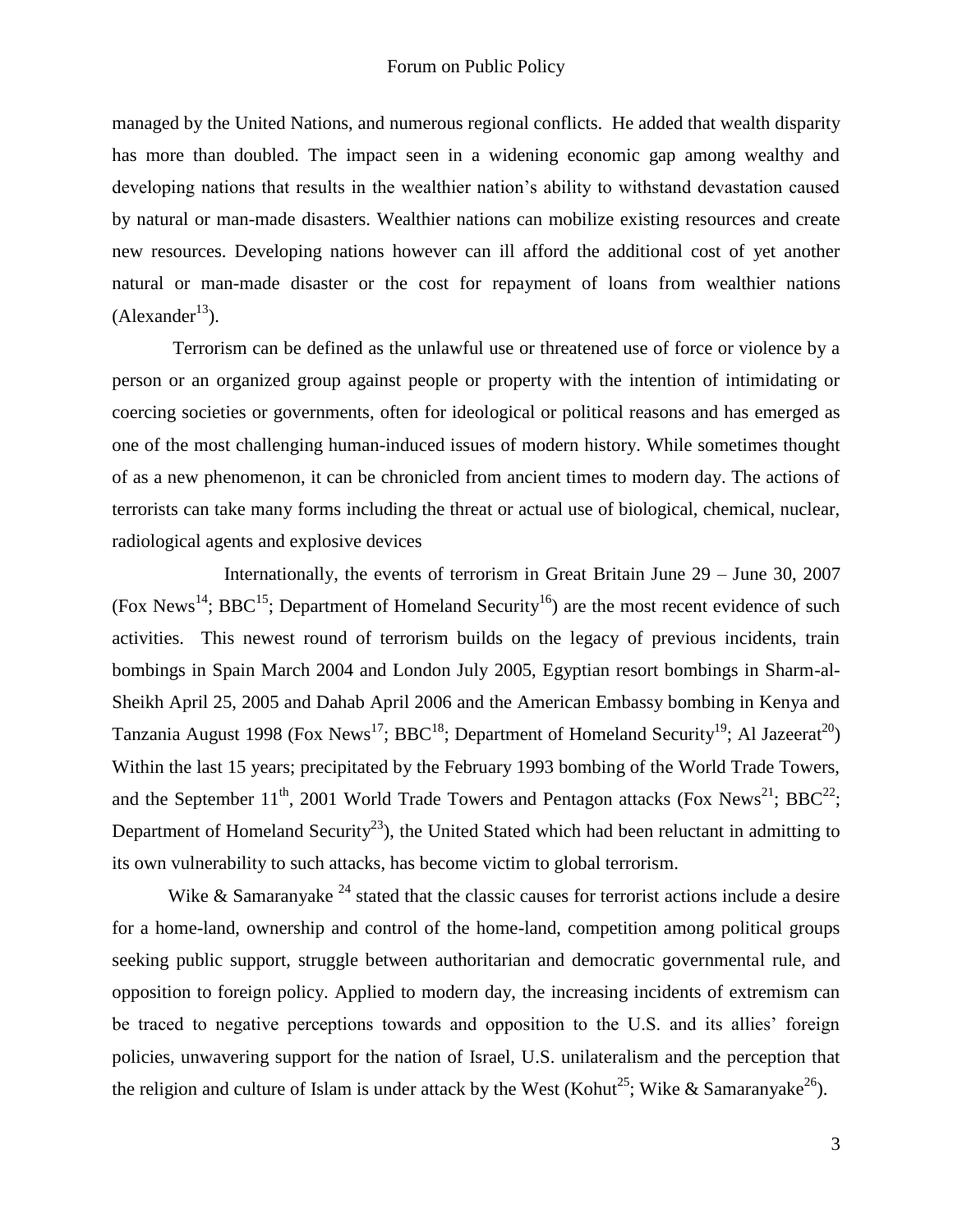managed by the United Nations, and numerous regional conflicts. He added that wealth disparity has more than doubled. The impact seen in a widening economic gap among wealthy and developing nations that results in the wealthier nation's ability to withstand devastation caused by natural or man-made disasters. Wealthier nations can mobilize existing resources and create new resources. Developing nations however can ill afford the additional cost of yet another natural or man-made disaster or the cost for repayment of loans from wealthier nations (Alexander[13]).

Terrorism can be defined as the unlawful use or threatened use of force or violence by a person or an organized group against people or property with the intention of intimidating or coercing societies or governments, often for ideological or political reasons and has emerged as one of the most challenging human-induced issues of modern history. While sometimes thought of as a new phenomenon, it can be chronicled from ancient times to modern day. The actions of terrorists can take many forms including the threat or actual use of biological, chemical, nuclear, radiological agents and explosive devices

Internationally, the events of terrorism in Great Britain June 29 – June 30, 2007 (Fox News[14]; BBC[15]; Department of Homeland Security[16]) are the most recent evidence of such activities. This newest round of terrorism builds on the legacy of previous incidents, train bombings in Spain March 2004 and London July 2005, Egyptian resort bombings in Sharm-al-Sheikh April 25, 2005 and Dahab April 2006 and the American Embassy bombing in Kenya and Tanzania August 1998 (Fox News[17]; BBC[18]; Department of Homeland Security[19]; Al Jazeerat[20]) Within the last 15 years; precipitated by the February 1993 bombing of the World Trade Towers, and the September 11th, 2001 World Trade Towers and Pentagon attacks (Fox News[21]; BBC[22]; Department of Homeland Security[23]), the United Stated which had been reluctant in admitting to its own vulnerability to such attacks, has become victim to global terrorism.

Wike & Samaranyake [24] stated that the classic causes for terrorist actions include a desire for a home-land, ownership and control of the home-land, competition among political groups seeking public support, struggle between authoritarian and democratic governmental rule, and opposition to foreign policy. Applied to modern day, the increasing incidents of extremism can be traced to negative perceptions towards and opposition to the U.S. and its allies' foreign policies, unwavering support for the nation of Israel, U.S. unilateralism and the perception that the religion and culture of Islam is under attack by the West (Kohut[25]; Wike & Samaranyake[26]).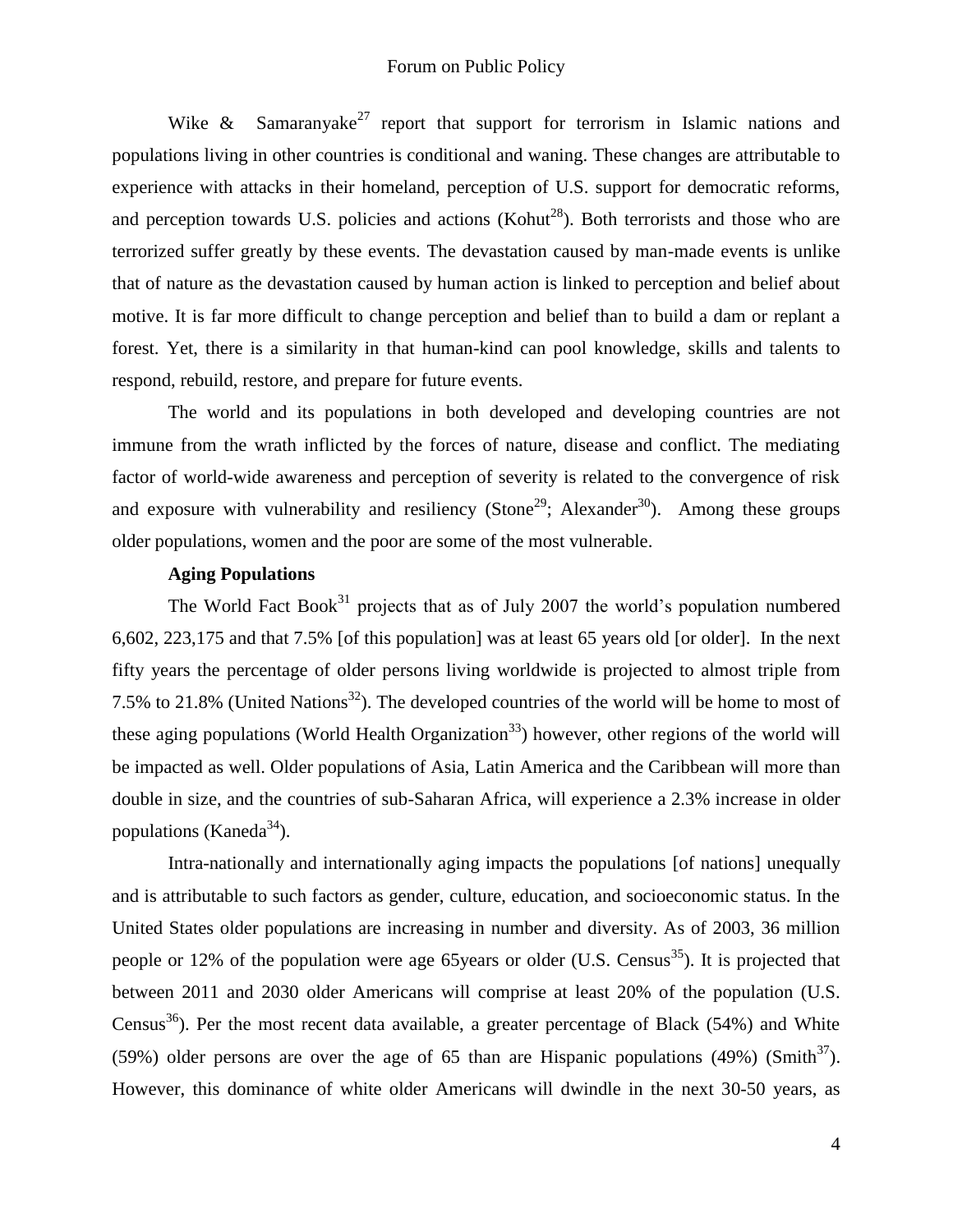Wike & Samaranyake[27] report that support for terrorism in Islamic nations and populations living in other countries is conditional and waning. These changes are attributable to experience with attacks in their homeland, perception of U.S. support for democratic reforms, and perception towards U.S. policies and actions (Kohut[28]). Both terrorists and those who are terrorized suffer greatly by these events. The devastation caused by man-made events is unlike that of nature as the devastation caused by human action is linked to perception and belief about motive. It is far more difficult to change perception and belief than to build a dam or replant a forest. Yet, there is a similarity in that human-kind can pool knowledge, skills and talents to respond, rebuild, restore, and prepare for future events.

The world and its populations in both developed and developing countries are not immune from the wrath inflicted by the forces of nature, disease and conflict. The mediating factor of world-wide awareness and perception of severity is related to the convergence of risk and exposure with vulnerability and resiliency (Stone[29]; Alexander[30]). Among these groups older populations, women and the poor are some of the most vulnerable.

**Aging Populations**

The World Fact Book[31] projects that as of July 2007 the world's population numbered 6,602, 223,175 and that 7.5% [of this population] was at least 65 years old [or older]. In the next fifty years the percentage of older persons living worldwide is projected to almost triple from 7.5% to 21.8% (United Nations[32]). The developed countries of the world will be home to most of these aging populations (World Health Organization[33]) however, other regions of the world will be impacted as well. Older populations of Asia, Latin America and the Caribbean will more than double in size, and the countries of sub-Saharan Africa, will experience a 2.3% increase in older populations (Kaneda[34]).

Intra-nationally and internationally aging impacts the populations [of nations] unequally and is attributable to such factors as gender, culture, education, and socioeconomic status. In the United States older populations are increasing in number and diversity. As of 2003, 36 million people or 12% of the population were age 65years or older (U.S. Census[35]). It is projected that between 2011 and 2030 older Americans will comprise at least 20% of the population (U.S. Census[36]). Per the most recent data available, a greater percentage of Black (54%) and White (59%) older persons are over the age of 65 than are Hispanic populations (49%) (Smith[37]). However, this dominance of white older Americans will dwindle in the next 30-50 years, as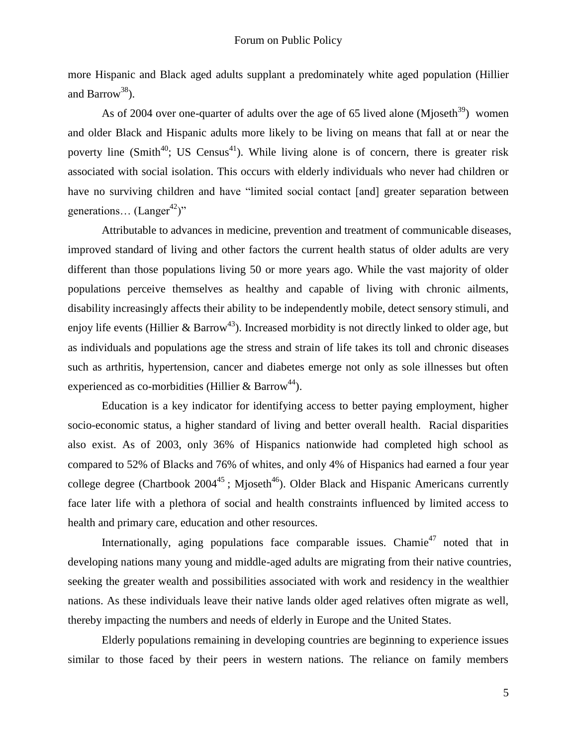more Hispanic and Black aged adults supplant a predominately white aged population (Hillier and Barrow[38]).

As of 2004 over one-quarter of adults over the age of 65 lived alone (Mjoseth[39]) women and older Black and Hispanic adults more likely to be living on means that fall at or near the poverty line (Smith[40]; US Census[41]). While living alone is of concern, there is greater risk associated with social isolation. This occurs with elderly individuals who never had children or have no surviving children and have "limited social contact [and] greater separation between generations… (Langer[42])"

Attributable to advances in medicine, prevention and treatment of communicable diseases, improved standard of living and other factors the current health status of older adults are very different than those populations living 50 or more years ago. While the vast majority of older populations perceive themselves as healthy and capable of living with chronic ailments, disability increasingly affects their ability to be independently mobile, detect sensory stimuli, and enjoy life events (Hillier & Barrow[43]). Increased morbidity is not directly linked to older age, but as individuals and populations age the stress and strain of life takes its toll and chronic diseases such as arthritis, hypertension, cancer and diabetes emerge not only as sole illnesses but often experienced as co-morbidities (Hillier & Barrow[44]).

Education is a key indicator for identifying access to better paying employment, higher socio-economic status, a higher standard of living and better overall health. Racial disparities also exist. As of 2003, only 36% of Hispanics nationwide had completed high school as compared to 52% of Blacks and 76% of whites, and only 4% of Hispanics had earned a four year college degree (Chartbook 2004[45] ; Mjoseth[46]). Older Black and Hispanic Americans currently face later life with a plethora of social and health constraints influenced by limited access to health and primary care, education and other resources.

Internationally, aging populations face comparable issues. Chamie[47] noted that in developing nations many young and middle-aged adults are migrating from their native countries, seeking the greater wealth and possibilities associated with work and residency in the wealthier nations. As these individuals leave their native lands older aged relatives often migrate as well, thereby impacting the numbers and needs of elderly in Europe and the United States.

Elderly populations remaining in developing countries are beginning to experience issues similar to those faced by their peers in western nations. The reliance on family members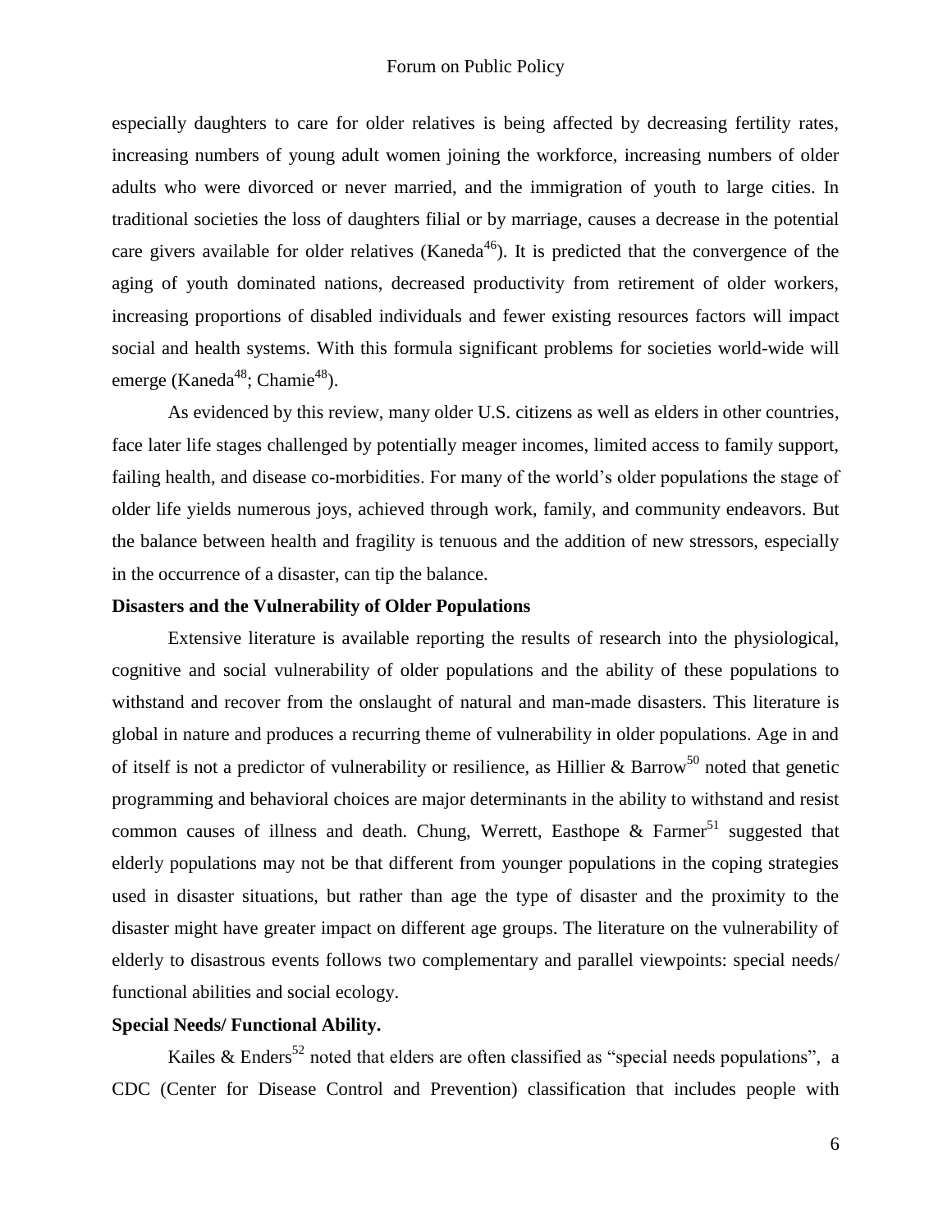especially daughters to care for older relatives is being affected by decreasing fertility rates, increasing numbers of young adult women joining the workforce, increasing numbers of older adults who were divorced or never married, and the immigration of youth to large cities. In traditional societies the loss of daughters filial or by marriage, causes a decrease in the potential care givers available for older relatives (Kaneda[46]). It is predicted that the convergence of the aging of youth dominated nations, decreased productivity from retirement of older workers, increasing proportions of disabled individuals and fewer existing resources factors will impact social and health systems. With this formula significant problems for societies world-wide will emerge (Kaneda[48]; Chamie[48]).

As evidenced by this review, many older U.S. citizens as well as elders in other countries, face later life stages challenged by potentially meager incomes, limited access to family support, failing health, and disease co-morbidities. For many of the world's older populations the stage of older life yields numerous joys, achieved through work, family, and community endeavors. But the balance between health and fragility is tenuous and the addition of new stressors, especially in the occurrence of a disaster, can tip the balance.

**Disasters and the Vulnerability of Older Populations**

Extensive literature is available reporting the results of research into the physiological, cognitive and social vulnerability of older populations and the ability of these populations to withstand and recover from the onslaught of natural and man-made disasters. This literature is global in nature and produces a recurring theme of vulnerability in older populations. Age in and of itself is not a predictor of vulnerability or resilience, as Hillier & Barrow[50] noted that genetic programming and behavioral choices are major determinants in the ability to withstand and resist common causes of illness and death. Chung, Werrett, Easthope & Farmer[51] suggested that elderly populations may not be that different from younger populations in the coping strategies used in disaster situations, but rather than age the type of disaster and the proximity to the disaster might have greater impact on different age groups. The literature on the vulnerability of elderly to disastrous events follows two complementary and parallel viewpoints: special needs/ functional abilities and social ecology.

**Special Needs/ Functional Ability.**

Kailes & Enders[52] noted that elders are often classified as "special needs populations", a CDC (Center for Disease Control and Prevention) classification that includes people with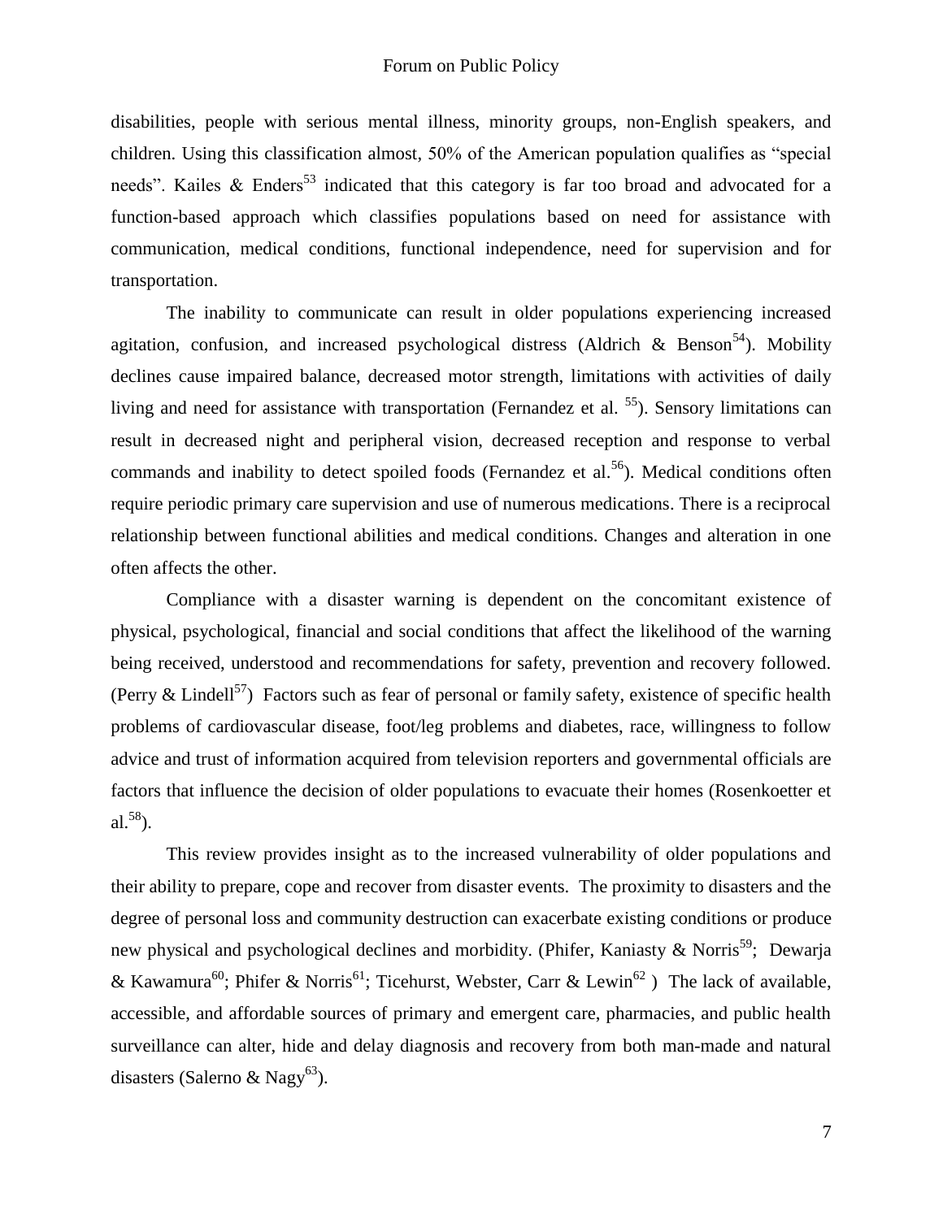disabilities, people with serious mental illness, minority groups, non-English speakers, and children. Using this classification almost, 50% of the American population qualifies as "special needs". Kailes & Enders[53] indicated that this category is far too broad and advocated for a function-based approach which classifies populations based on need for assistance with communication, medical conditions, functional independence, need for supervision and for transportation.

The inability to communicate can result in older populations experiencing increased agitation, confusion, and increased psychological distress (Aldrich & Benson[54]). Mobility declines cause impaired balance, decreased motor strength, limitations with activities of daily living and need for assistance with transportation (Fernandez et al. [55]). Sensory limitations can result in decreased night and peripheral vision, decreased reception and response to verbal commands and inability to detect spoiled foods (Fernandez et al.[56]). Medical conditions often require periodic primary care supervision and use of numerous medications. There is a reciprocal relationship between functional abilities and medical conditions. Changes and alteration in one often affects the other.

Compliance with a disaster warning is dependent on the concomitant existence of physical, psychological, financial and social conditions that affect the likelihood of the warning being received, understood and recommendations for safety, prevention and recovery followed. (Perry & Lindell[57]) Factors such as fear of personal or family safety, existence of specific health problems of cardiovascular disease, foot/leg problems and diabetes, race, willingness to follow advice and trust of information acquired from television reporters and governmental officials are factors that influence the decision of older populations to evacuate their homes (Rosenkoetter et al.[58]).

This review provides insight as to the increased vulnerability of older populations and their ability to prepare, cope and recover from disaster events. The proximity to disasters and the degree of personal loss and community destruction can exacerbate existing conditions or produce new physical and psychological declines and morbidity. (Phifer, Kaniasty & Norris[59]; Dewarja & Kawamura[60]; Phifer & Norris[61]; Ticehurst, Webster, Carr & Lewin[62] ) The lack of available, accessible, and affordable sources of primary and emergent care, pharmacies, and public health surveillance can alter, hide and delay diagnosis and recovery from both man-made and natural disasters (Salerno & Nagy[63]).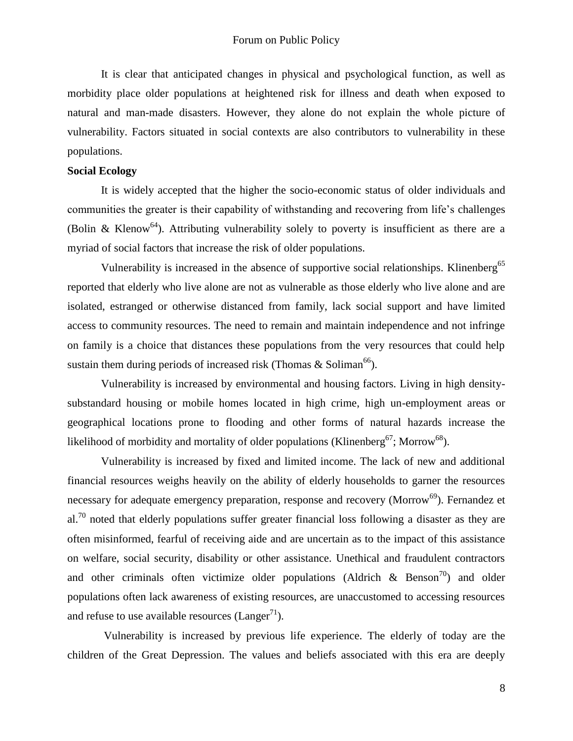It is clear that anticipated changes in physical and psychological function, as well as morbidity place older populations at heightened risk for illness and death when exposed to natural and man-made disasters. However, they alone do not explain the whole picture of vulnerability. Factors situated in social contexts are also contributors to vulnerability in these populations.

**Social Ecology**

It is widely accepted that the higher the socio-economic status of older individuals and communities the greater is their capability of withstanding and recovering from life's challenges (Bolin & Klenow[64]). Attributing vulnerability solely to poverty is insufficient as there are a myriad of social factors that increase the risk of older populations.

Vulnerability is increased in the absence of supportive social relationships. Klinenberg[65] reported that elderly who live alone are not as vulnerable as those elderly who live alone and are isolated, estranged or otherwise distanced from family, lack social support and have limited access to community resources. The need to remain and maintain independence and not infringe on family is a choice that distances these populations from the very resources that could help sustain them during periods of increased risk (Thomas & Soliman[66]).

Vulnerability is increased by environmental and housing factors. Living in high density-substandard housing or mobile homes located in high crime, high un-employment areas or geographical locations prone to flooding and other forms of natural hazards increase the likelihood of morbidity and mortality of older populations (Klinenberg[67]; Morrow[68]).

Vulnerability is increased by fixed and limited income. The lack of new and additional financial resources weighs heavily on the ability of elderly households to garner the resources necessary for adequate emergency preparation, response and recovery (Morrow[69]). Fernandez et al.[70] noted that elderly populations suffer greater financial loss following a disaster as they are often misinformed, fearful of receiving aide and are uncertain as to the impact of this assistance on welfare, social security, disability or other assistance. Unethical and fraudulent contractors and other criminals often victimize older populations (Aldrich & Benson[70]) and older populations often lack awareness of existing resources, are unaccustomed to accessing resources and refuse to use available resources (Langer[71]).

Vulnerability is increased by previous life experience. The elderly of today are the children of the Great Depression. The values and beliefs associated with this era are deeply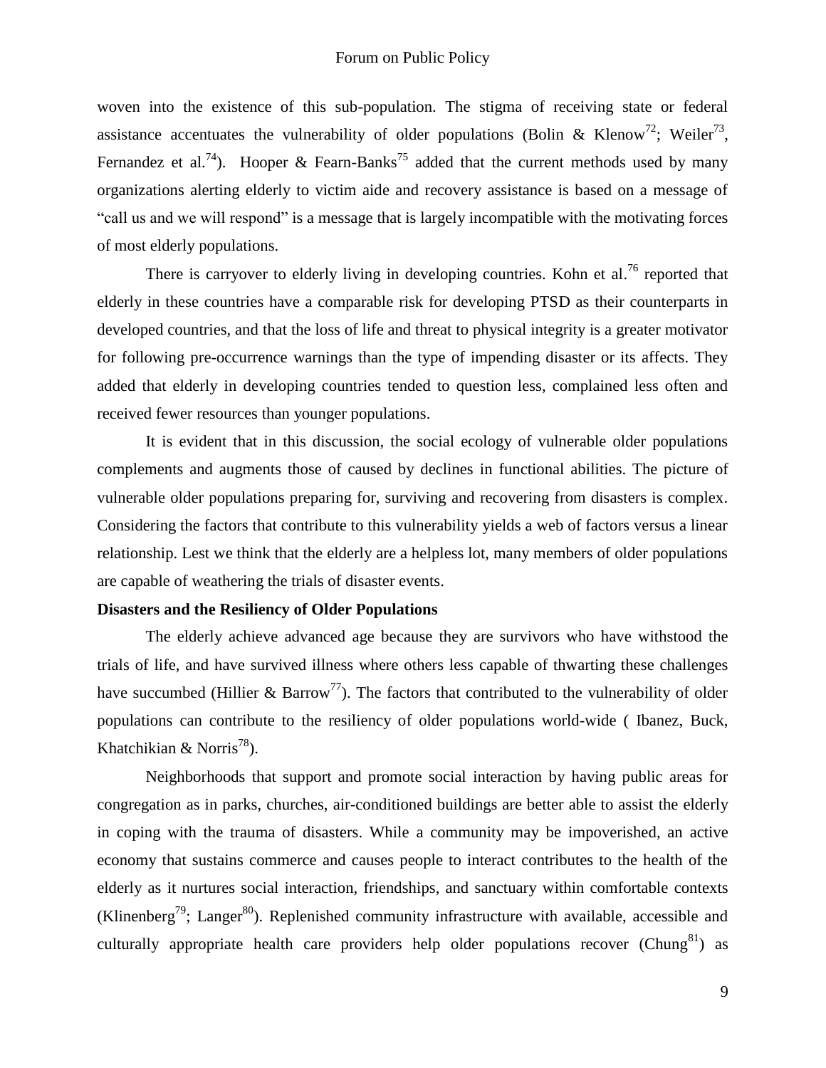woven into the existence of this sub-population. The stigma of receiving state or federal assistance accentuates the vulnerability of older populations (Bolin & Klenow[72]; Weiler[73], Fernandez et al.[74]). Hooper & Fearn-Banks[75] added that the current methods used by many organizations alerting elderly to victim aide and recovery assistance is based on a message of "call us and we will respond" is a message that is largely incompatible with the motivating forces of most elderly populations.

There is carryover to elderly living in developing countries. Kohn et al.[76] reported that elderly in these countries have a comparable risk for developing PTSD as their counterparts in developed countries, and that the loss of life and threat to physical integrity is a greater motivator for following pre-occurrence warnings than the type of impending disaster or its affects. They added that elderly in developing countries tended to question less, complained less often and received fewer resources than younger populations.

It is evident that in this discussion, the social ecology of vulnerable older populations complements and augments those of caused by declines in functional abilities. The picture of vulnerable older populations preparing for, surviving and recovering from disasters is complex. Considering the factors that contribute to this vulnerability yields a web of factors versus a linear relationship. Lest we think that the elderly are a helpless lot, many members of older populations are capable of weathering the trials of disaster events.

**Disasters and the Resiliency of Older Populations**

The elderly achieve advanced age because they are survivors who have withstood the trials of life, and have survived illness where others less capable of thwarting these challenges have succumbed (Hillier & Barrow[77]). The factors that contributed to the vulnerability of older populations can contribute to the resiliency of older populations world-wide ( Ibanez, Buck, Khatchikian & Norris[78]).

Neighborhoods that support and promote social interaction by having public areas for congregation as in parks, churches, air-conditioned buildings are better able to assist the elderly in coping with the trauma of disasters. While a community may be impoverished, an active economy that sustains commerce and causes people to interact contributes to the health of the elderly as it nurtures social interaction, friendships, and sanctuary within comfortable contexts (Klinenberg[79]; Langer[80]). Replenished community infrastructure with available, accessible and culturally appropriate health care providers help older populations recover (Chung[81]) as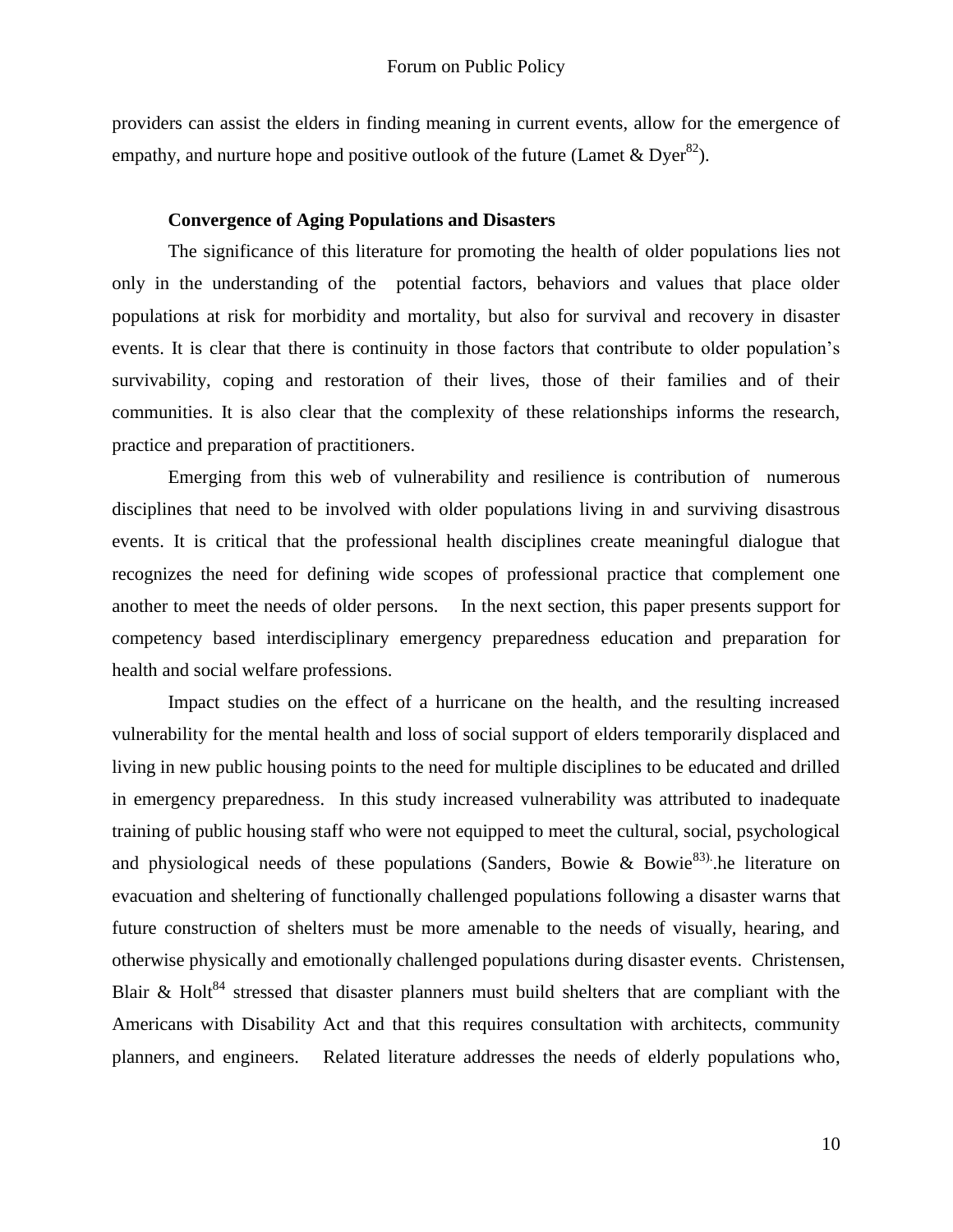providers can assist the elders in finding meaning in current events, allow for the emergence of empathy, and nurture hope and positive outlook of the future (Lamet & Dyer[82]).

### Convergence of Aging Populations and Disasters

The significance of this literature for promoting the health of older populations lies not only in the understanding of the potential factors, behaviors and values that place older populations at risk for morbidity and mortality, but also for survival and recovery in disaster events. It is clear that there is continuity in those factors that contribute to older population's survivability, coping and restoration of their lives, those of their families and of their communities. It is also clear that the complexity of these relationships informs the research, practice and preparation of practitioners.

Emerging from this web of vulnerability and resilience is contribution of numerous disciplines that need to be involved with older populations living in and surviving disastrous events. It is critical that the professional health disciplines create meaningful dialogue that recognizes the need for defining wide scopes of professional practice that complement one another to meet the needs of older persons. In the next section, this paper presents support for competency based interdisciplinary emergency preparedness education and preparation for health and social welfare professions.

Impact studies on the effect of a hurricane on the health, and the resulting increased vulnerability for the mental health and loss of social support of elders temporarily displaced and living in new public housing points to the need for multiple disciplines to be educated and drilled in emergency preparedness. In this study increased vulnerability was attributed to inadequate training of public housing staff who were not equipped to meet the cultural, social, psychological and physiological needs of these populations (Sanders, Bowie & Bowie[83]).he literature on evacuation and sheltering of functionally challenged populations following a disaster warns that future construction of shelters must be more amenable to the needs of visually, hearing, and otherwise physically and emotionally challenged populations during disaster events. Christensen, Blair & Holt[84] stressed that disaster planners must build shelters that are compliant with the Americans with Disability Act and that this requires consultation with architects, community planners, and engineers. Related literature addresses the needs of elderly populations who,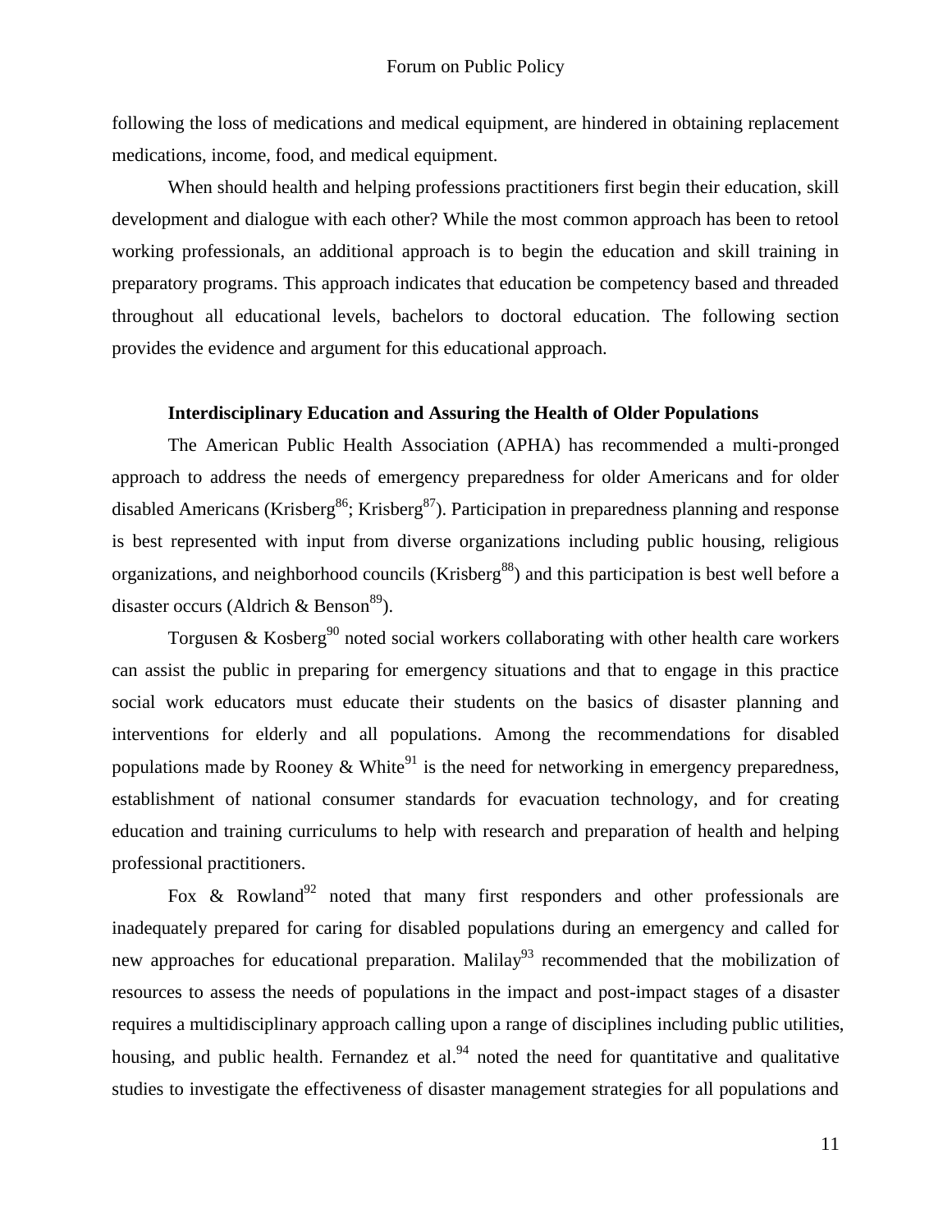following the loss of medications and medical equipment, are hindered in obtaining replacement medications, income, food, and medical equipment.

When should health and helping professions practitioners first begin their education, skill development and dialogue with each other? While the most common approach has been to retool working professionals, an additional approach is to begin the education and skill training in preparatory programs. This approach indicates that education be competency based and threaded throughout all educational levels, bachelors to doctoral education. The following section provides the evidence and argument for this educational approach.

### Interdisciplinary Education and Assuring the Health of Older Populations

The American Public Health Association (APHA) has recommended a multi-pronged approach to address the needs of emergency preparedness for older Americans and for older disabled Americans (Krisberg[86]; Krisberg[87]). Participation in preparedness planning and response is best represented with input from diverse organizations including public housing, religious organizations, and neighborhood councils (Krisberg[88]) and this participation is best well before a disaster occurs (Aldrich & Benson[89]).

Torgusen & Kosberg[90] noted social workers collaborating with other health care workers can assist the public in preparing for emergency situations and that to engage in this practice social work educators must educate their students on the basics of disaster planning and interventions for elderly and all populations. Among the recommendations for disabled populations made by Rooney & White[91] is the need for networking in emergency preparedness, establishment of national consumer standards for evacuation technology, and for creating education and training curriculums to help with research and preparation of health and helping professional practitioners.

Fox & Rowland[92] noted that many first responders and other professionals are inadequately prepared for caring for disabled populations during an emergency and called for new approaches for educational preparation. Malilay[93] recommended that the mobilization of resources to assess the needs of populations in the impact and post-impact stages of a disaster requires a multidisciplinary approach calling upon a range of disciplines including public utilities, housing, and public health. Fernandez et al.[94] noted the need for quantitative and qualitative studies to investigate the effectiveness of disaster management strategies for all populations and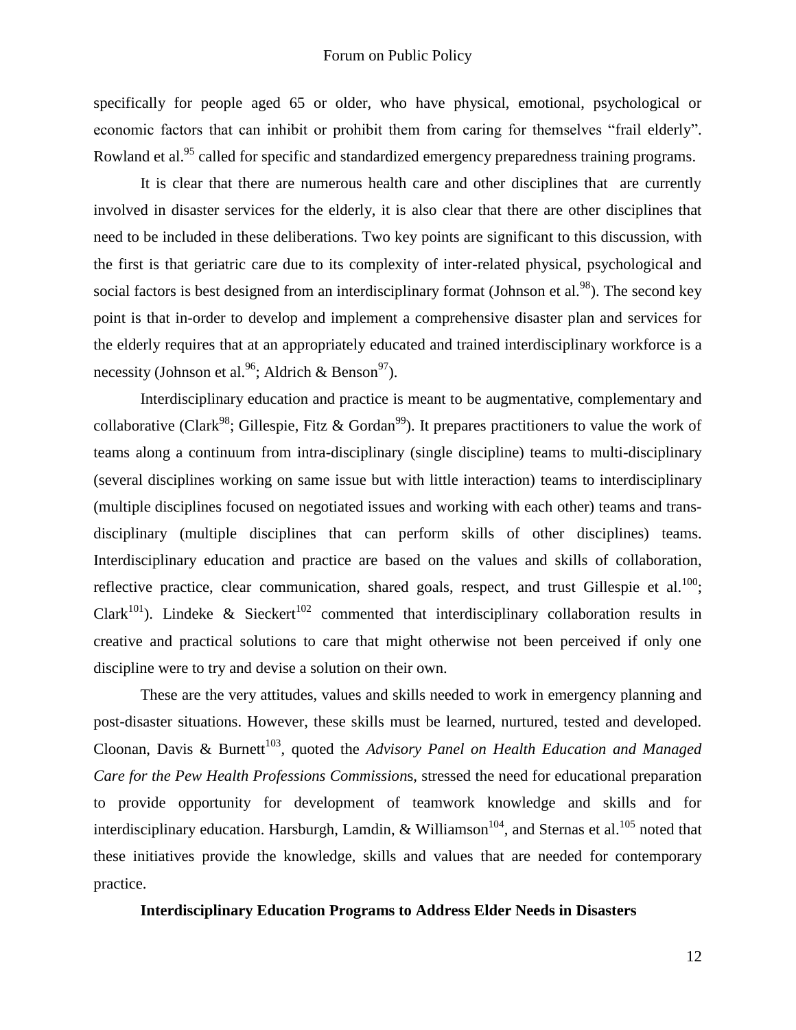specifically for people aged 65 or older, who have physical, emotional, psychological or economic factors that can inhibit or prohibit them from caring for themselves "frail elderly". Rowland et al.[95] called for specific and standardized emergency preparedness training programs.

It is clear that there are numerous health care and other disciplines that are currently involved in disaster services for the elderly, it is also clear that there are other disciplines that need to be included in these deliberations. Two key points are significant to this discussion, with the first is that geriatric care due to its complexity of inter-related physical, psychological and social factors is best designed from an interdisciplinary format (Johnson et al.[98]). The second key point is that in-order to develop and implement a comprehensive disaster plan and services for the elderly requires that at an appropriately educated and trained interdisciplinary workforce is a necessity (Johnson et al.[96]; Aldrich & Benson[97]).

Interdisciplinary education and practice is meant to be augmentative, complementary and collaborative (Clark[98]; Gillespie, Fitz & Gordan[99]). It prepares practitioners to value the work of teams along a continuum from intra-disciplinary (single discipline) teams to multi-disciplinary (several disciplines working on same issue but with little interaction) teams to interdisciplinary (multiple disciplines focused on negotiated issues and working with each other) teams and trans-disciplinary (multiple disciplines that can perform skills of other disciplines) teams. Interdisciplinary education and practice are based on the values and skills of collaboration, reflective practice, clear communication, shared goals, respect, and trust Gillespie et al.[100]; Clark[101]). Lindeke & Sieckert[102] commented that interdisciplinary collaboration results in creative and practical solutions to care that might otherwise not been perceived if only one discipline were to try and devise a solution on their own.

These are the very attitudes, values and skills needed to work in emergency planning and post-disaster situations. However, these skills must be learned, nurtured, tested and developed. Cloonan, Davis & Burnett[103], quoted the *Advisory Panel on Health Education and Managed Care for the Pew Health Professions Commission*s, stressed the need for educational preparation to provide opportunity for development of teamwork knowledge and skills and for interdisciplinary education. Harsburgh, Lamdin, & Williamson[104], and Sternas et al.[105] noted that these initiatives provide the knowledge, skills and values that are needed for contemporary practice.

**Interdisciplinary Education Programs to Address Elder Needs in Disasters**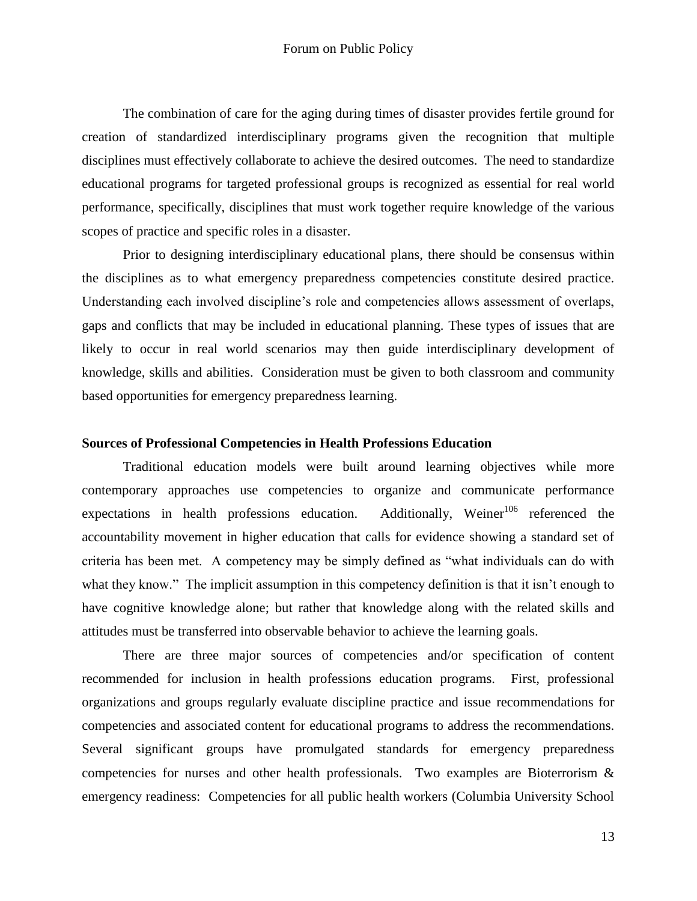The combination of care for the aging during times of disaster provides fertile ground for creation of standardized interdisciplinary programs given the recognition that multiple disciplines must effectively collaborate to achieve the desired outcomes. The need to standardize educational programs for targeted professional groups is recognized as essential for real world performance, specifically, disciplines that must work together require knowledge of the various scopes of practice and specific roles in a disaster.

Prior to designing interdisciplinary educational plans, there should be consensus within the disciplines as to what emergency preparedness competencies constitute desired practice. Understanding each involved discipline's role and competencies allows assessment of overlaps, gaps and conflicts that may be included in educational planning. These types of issues that are likely to occur in real world scenarios may then guide interdisciplinary development of knowledge, skills and abilities. Consideration must be given to both classroom and community based opportunities for emergency preparedness learning.

## Sources of Professional Competencies in Health Professions Education

Traditional education models were built around learning objectives while more contemporary approaches use competencies to organize and communicate performance expectations in health professions education. Additionally, Weiner[106] referenced the accountability movement in higher education that calls for evidence showing a standard set of criteria has been met. A competency may be simply defined as "what individuals can do with what they know." The implicit assumption in this competency definition is that it isn't enough to have cognitive knowledge alone; but rather that knowledge along with the related skills and attitudes must be transferred into observable behavior to achieve the learning goals.

There are three major sources of competencies and/or specification of content recommended for inclusion in health professions education programs. First, professional organizations and groups regularly evaluate discipline practice and issue recommendations for competencies and associated content for educational programs to address the recommendations. Several significant groups have promulgated standards for emergency preparedness competencies for nurses and other health professionals. Two examples are Bioterrorism & emergency readiness: Competencies for all public health workers (Columbia University School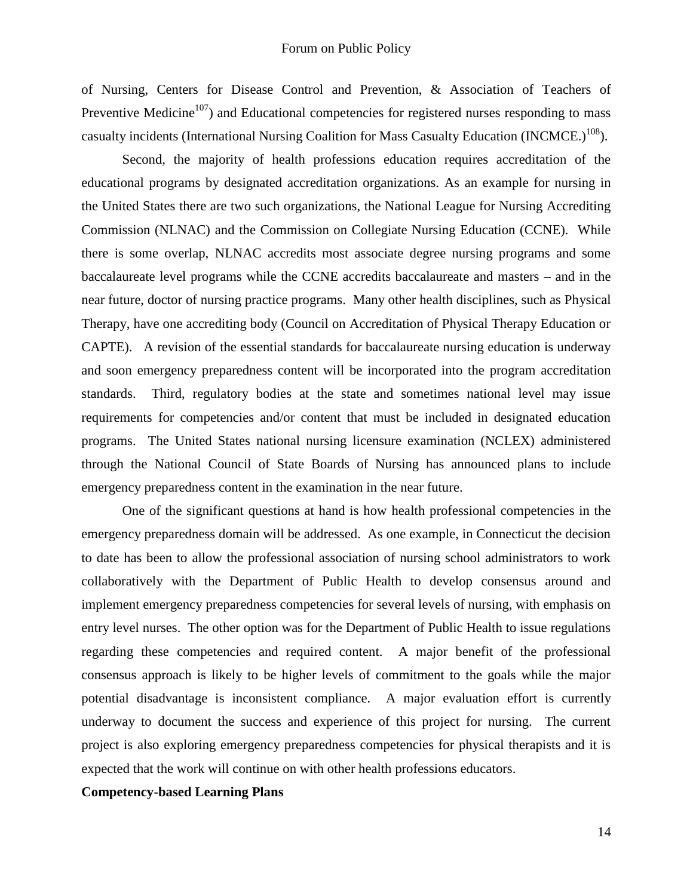of Nursing, Centers for Disease Control and Prevention, & Association of Teachers of Preventive Medicine[107]) and Educational competencies for registered nurses responding to mass casualty incidents (International Nursing Coalition for Mass Casualty Education (INCMCE.)[108]).

Second, the majority of health professions education requires accreditation of the educational programs by designated accreditation organizations. As an example for nursing in the United States there are two such organizations, the National League for Nursing Accrediting Commission (NLNAC) and the Commission on Collegiate Nursing Education (CCNE). While there is some overlap, NLNAC accredits most associate degree nursing programs and some baccalaureate level programs while the CCNE accredits baccalaureate and masters – and in the near future, doctor of nursing practice programs. Many other health disciplines, such as Physical Therapy, have one accrediting body (Council on Accreditation of Physical Therapy Education or CAPTE). A revision of the essential standards for baccalaureate nursing education is underway and soon emergency preparedness content will be incorporated into the program accreditation standards. Third, regulatory bodies at the state and sometimes national level may issue requirements for competencies and/or content that must be included in designated education programs. The United States national nursing licensure examination (NCLEX) administered through the National Council of State Boards of Nursing has announced plans to include emergency preparedness content in the examination in the near future.

One of the significant questions at hand is how health professional competencies in the emergency preparedness domain will be addressed. As one example, in Connecticut the decision to date has been to allow the professional association of nursing school administrators to work collaboratively with the Department of Public Health to develop consensus around and implement emergency preparedness competencies for several levels of nursing, with emphasis on entry level nurses. The other option was for the Department of Public Health to issue regulations regarding these competencies and required content. A major benefit of the professional consensus approach is likely to be higher levels of commitment to the goals while the major potential disadvantage is inconsistent compliance. A major evaluation effort is currently underway to document the success and experience of this project for nursing. The current project is also exploring emergency preparedness competencies for physical therapists and it is expected that the work will continue on with other health professions educators.

**Competency-based Learning Plans**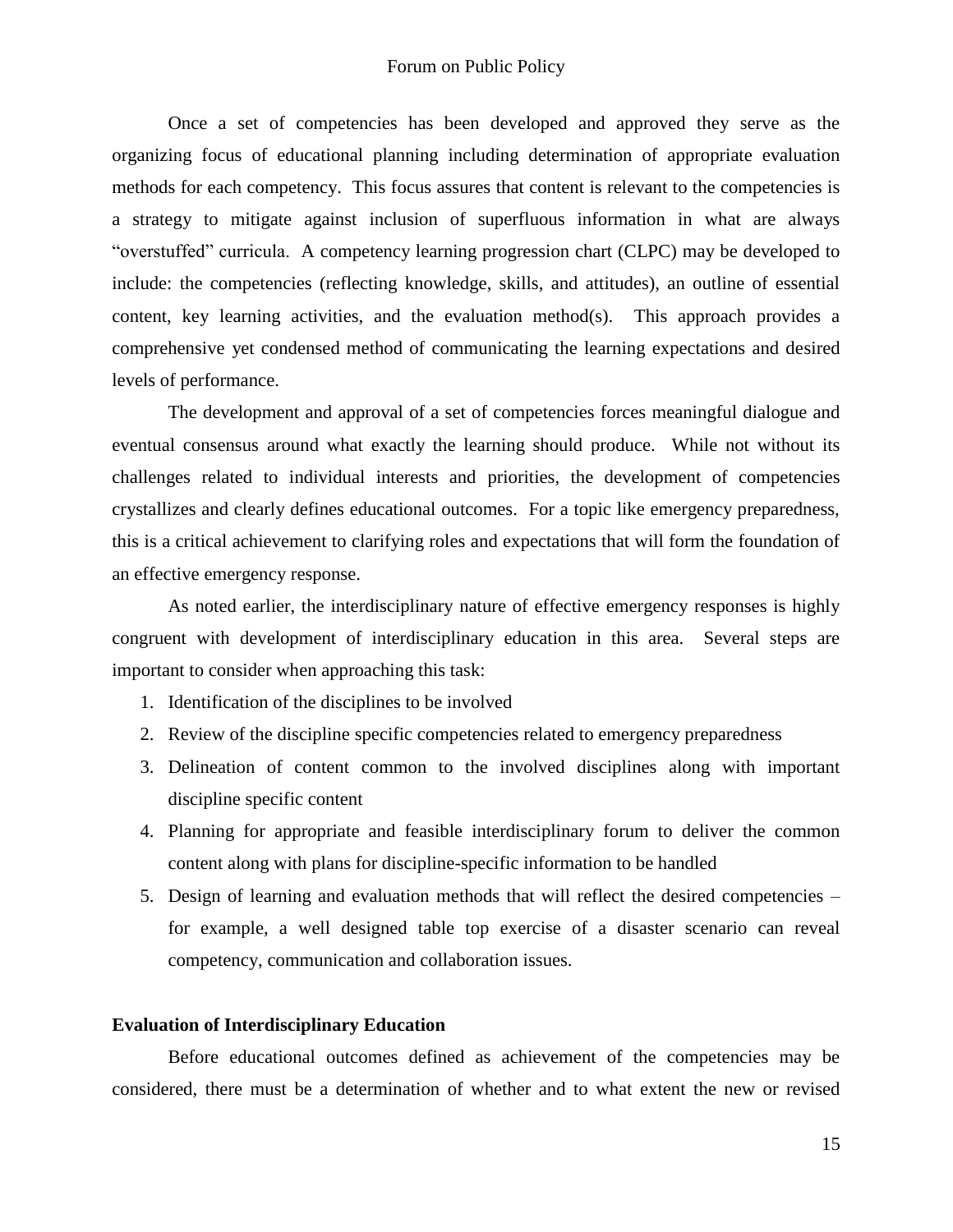Once a set of competencies has been developed and approved they serve as the organizing focus of educational planning including determination of appropriate evaluation methods for each competency. This focus assures that content is relevant to the competencies is a strategy to mitigate against inclusion of superfluous information in what are always "overstuffed" curricula. A competency learning progression chart (CLPC) may be developed to include: the competencies (reflecting knowledge, skills, and attitudes), an outline of essential content, key learning activities, and the evaluation method(s). This approach provides a comprehensive yet condensed method of communicating the learning expectations and desired levels of performance.

The development and approval of a set of competencies forces meaningful dialogue and eventual consensus around what exactly the learning should produce. While not without its challenges related to individual interests and priorities, the development of competencies crystallizes and clearly defines educational outcomes. For a topic like emergency preparedness, this is a critical achievement to clarifying roles and expectations that will form the foundation of an effective emergency response.

As noted earlier, the interdisciplinary nature of effective emergency responses is highly congruent with development of interdisciplinary education in this area. Several steps are important to consider when approaching this task:

1. Identification of the disciplines to be involved
2. Review of the discipline specific competencies related to emergency preparedness
3. Delineation of content common to the involved disciplines along with important discipline specific content
4. Planning for appropriate and feasible interdisciplinary forum to deliver the common content along with plans for discipline-specific information to be handled
5. Design of learning and evaluation methods that will reflect the desired competencies – for example, a well designed table top exercise of a disaster scenario can reveal competency, communication and collaboration issues.

**Evaluation of Interdisciplinary Education**

Before educational outcomes defined as achievement of the competencies may be considered, there must be a determination of whether and to what extent the new or revised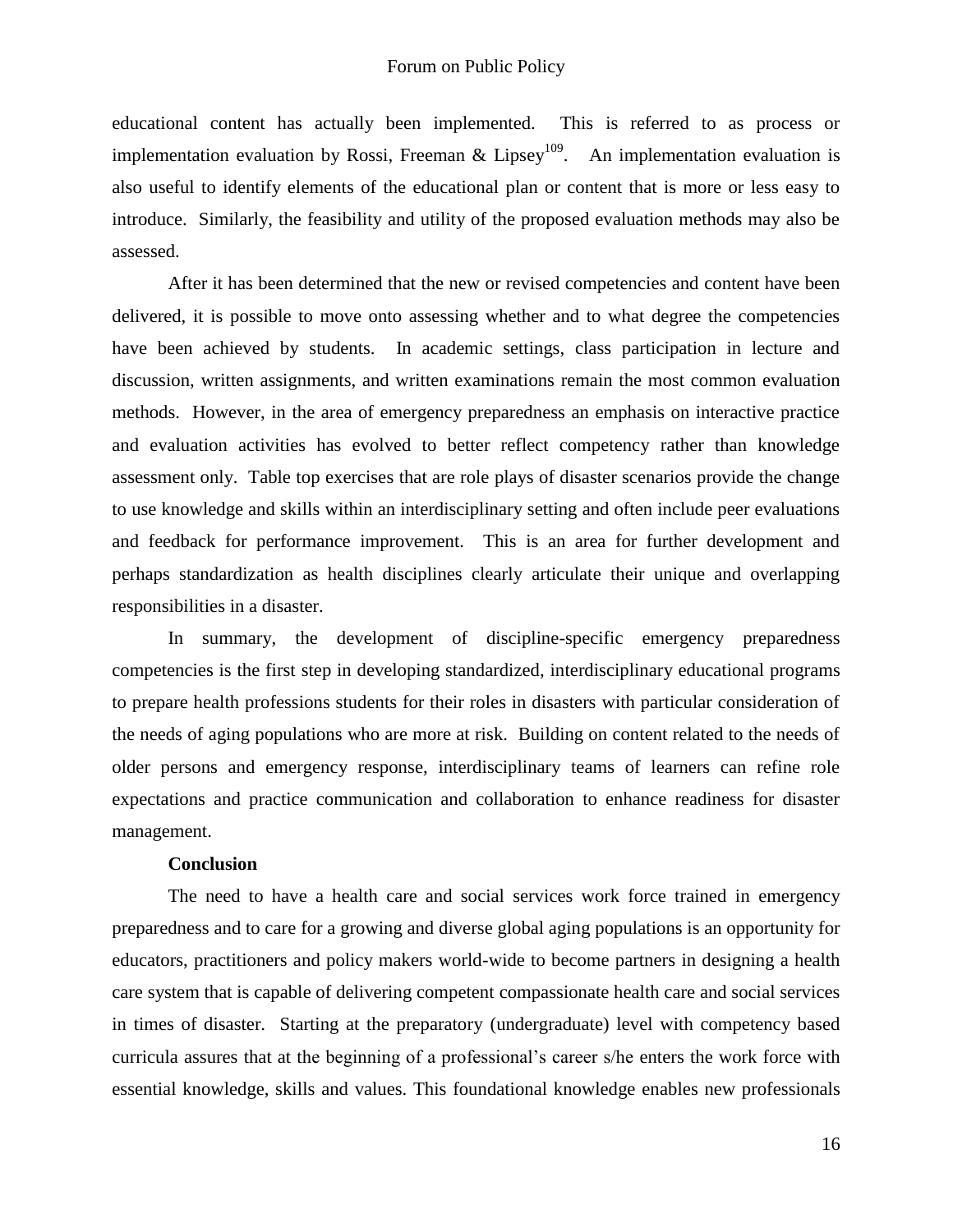educational content has actually been implemented. This is referred to as process or implementation evaluation by Rossi, Freeman & Lipsey[109]. An implementation evaluation is also useful to identify elements of the educational plan or content that is more or less easy to introduce. Similarly, the feasibility and utility of the proposed evaluation methods may also be assessed.

After it has been determined that the new or revised competencies and content have been delivered, it is possible to move onto assessing whether and to what degree the competencies have been achieved by students. In academic settings, class participation in lecture and discussion, written assignments, and written examinations remain the most common evaluation methods. However, in the area of emergency preparedness an emphasis on interactive practice and evaluation activities has evolved to better reflect competency rather than knowledge assessment only. Table top exercises that are role plays of disaster scenarios provide the change to use knowledge and skills within an interdisciplinary setting and often include peer evaluations and feedback for performance improvement. This is an area for further development and perhaps standardization as health disciplines clearly articulate their unique and overlapping responsibilities in a disaster.

In summary, the development of discipline-specific emergency preparedness competencies is the first step in developing standardized, interdisciplinary educational programs to prepare health professions students for their roles in disasters with particular consideration of the needs of aging populations who are more at risk. Building on content related to the needs of older persons and emergency response, interdisciplinary teams of learners can refine role expectations and practice communication and collaboration to enhance readiness for disaster management.

**Conclusion**

The need to have a health care and social services work force trained in emergency preparedness and to care for a growing and diverse global aging populations is an opportunity for educators, practitioners and policy makers world-wide to become partners in designing a health care system that is capable of delivering competent compassionate health care and social services in times of disaster. Starting at the preparatory (undergraduate) level with competency based curricula assures that at the beginning of a professional's career s/he enters the work force with essential knowledge, skills and values. This foundational knowledge enables new professionals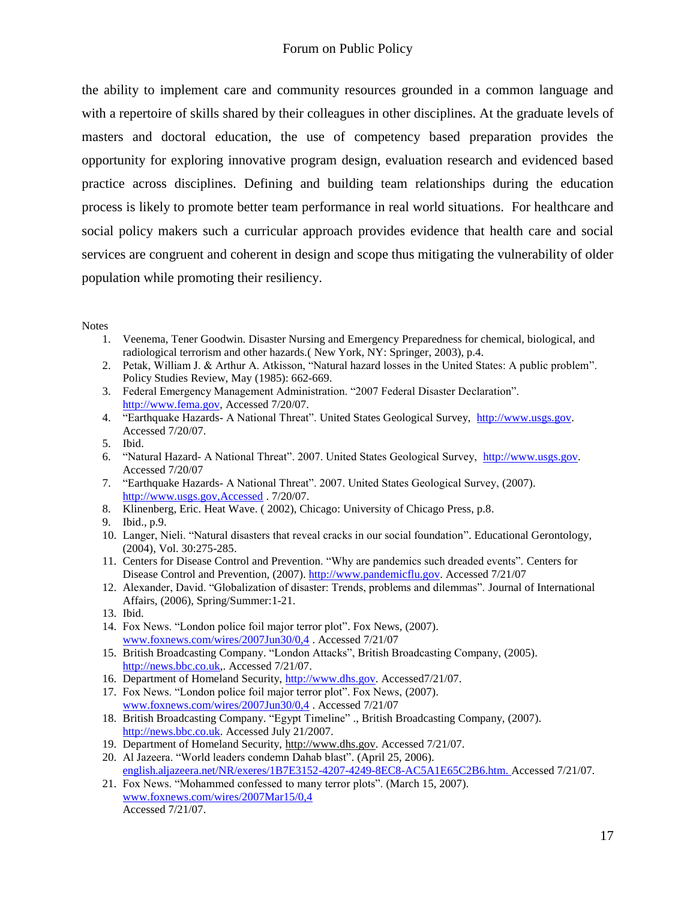the ability to implement care and community resources grounded in a common language and with a repertoire of skills shared by their colleagues in other disciplines. At the graduate levels of masters and doctoral education, the use of competency based preparation provides the opportunity for exploring innovative program design, evaluation research and evidenced based practice across disciplines. Defining and building team relationships during the education process is likely to promote better team performance in real world situations. For healthcare and social policy makers such a curricular approach provides evidence that health care and social services are congruent and coherent in design and scope thus mitigating the vulnerability of older population while promoting their resiliency.

Notes

1. Veenema, Tener Goodwin. Disaster Nursing and Emergency Preparedness for chemical, biological, and radiological terrorism and other hazards.( New York, NY: Springer, 2003), p.4.
2. Petak, William J. & Arthur A. Atkisson, "Natural hazard losses in the United States: A public problem". Policy Studies Review, May (1985): 662-669.
3. Federal Emergency Management Administration. "2007 Federal Disaster Declaration". http://www.fema.gov, Accessed 7/20/07.
4. "Earthquake Hazards- A National Threat". United States Geological Survey, http://www.usgs.gov. Accessed 7/20/07.
5. Ibid.
6. "Natural Hazard- A National Threat". 2007. United States Geological Survey, http://www.usgs.gov. Accessed 7/20/07
7. "Earthquake Hazards- A National Threat". 2007. United States Geological Survey, (2007). http://www.usgs.gov,Accessed . 7/20/07.
8. Klinenberg, Eric. Heat Wave. ( 2002), Chicago: University of Chicago Press, p.8.
9. Ibid., p.9.
10. Langer, Nieli. "Natural disasters that reveal cracks in our social foundation". Educational Gerontology, (2004), Vol. 30:275-285.
11. Centers for Disease Control and Prevention. "Why are pandemics such dreaded events". Centers for Disease Control and Prevention, (2007). http://www.pandemicflu.gov. Accessed 7/21/07
12. Alexander, David. "Globalization of disaster: Trends, problems and dilemmas". Journal of International Affairs, (2006), Spring/Summer:1-21.
13. Ibid.
14. Fox News. "London police foil major terror plot". Fox News, (2007). www.foxnews.com/wires/2007Jun30/0,4 . Accessed 7/21/07
15. British Broadcasting Company. "London Attacks", British Broadcasting Company, (2005). http://news.bbc.co.uk,. Accessed 7/21/07.
16. Department of Homeland Security, http://www.dhs.gov. Accessed7/21/07.
17. Fox News. "London police foil major terror plot". Fox News, (2007). www.foxnews.com/wires/2007Jun30/0,4 . Accessed 7/21/07
18. British Broadcasting Company. "Egypt Timeline" ., British Broadcasting Company, (2007). http://news.bbc.co.uk. Accessed July 21/2007.
19. Department of Homeland Security, http://www.dhs.gov. Accessed 7/21/07.
20. Al Jazeera. "World leaders condemn Dahab blast". (April 25, 2006). english.aljazeera.net/NR/exeres/1B7E3152-4207-4249-8EC8-AC5A1E65C2B6.htm. Accessed 7/21/07.
21. Fox News. "Mohammed confessed to many terror plots". (March 15, 2007). www.foxnews.com/wires/2007Mar15/0,4 Accessed 7/21/07.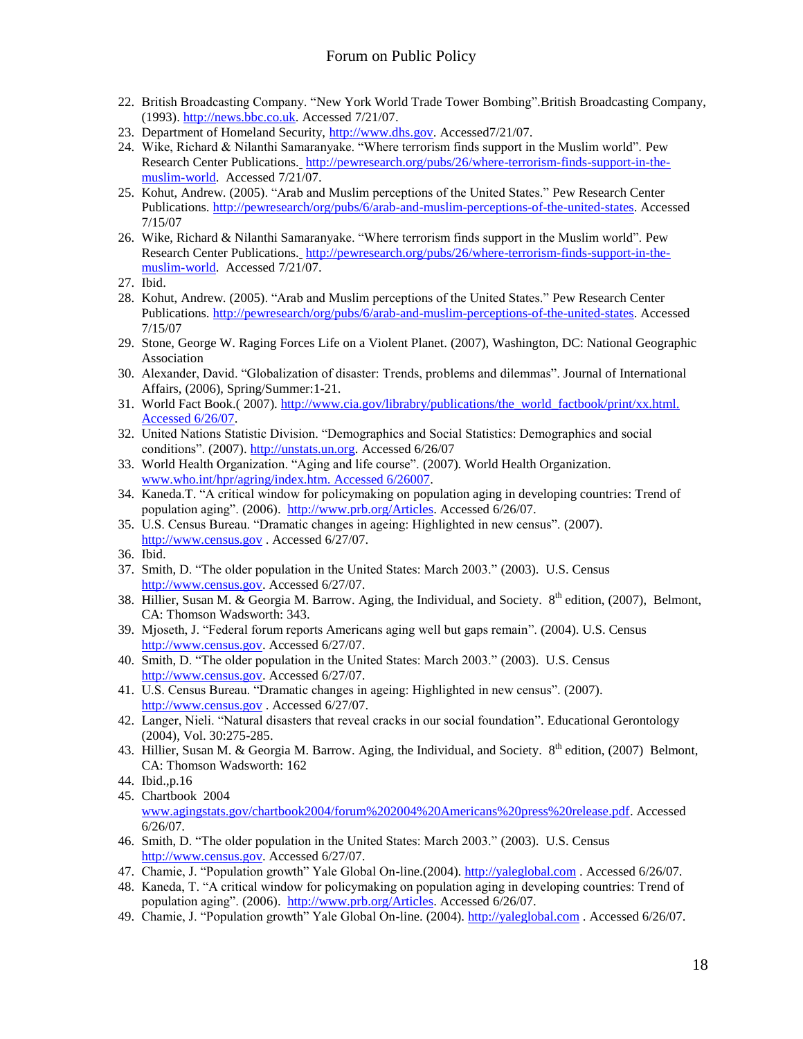22. British Broadcasting Company. "New York World Trade Tower Bombing".British Broadcasting Company, (1993). http://news.bbc.co.uk. Accessed 7/21/07.
23. Department of Homeland Security, http://www.dhs.gov. Accessed7/21/07.
24. Wike, Richard & Nilanthi Samaranyake. "Where terrorism finds support in the Muslim world". Pew Research Center Publications. http://pewresearch.org/pubs/26/where-terrorism-finds-support-in-the-muslim-world. Accessed 7/21/07.
25. Kohut, Andrew. (2005). "Arab and Muslim perceptions of the United States." Pew Research Center Publications. http://pewresearch/org/pubs/6/arab-and-muslim-perceptions-of-the-united-states. Accessed 7/15/07
26. Wike, Richard & Nilanthi Samaranyake. "Where terrorism finds support in the Muslim world". Pew Research Center Publications. http://pewresearch.org/pubs/26/where-terrorism-finds-support-in-the-muslim-world. Accessed 7/21/07.
27. Ibid.
28. Kohut, Andrew. (2005). "Arab and Muslim perceptions of the United States." Pew Research Center Publications. http://pewresearch/org/pubs/6/arab-and-muslim-perceptions-of-the-united-states. Accessed 7/15/07
29. Stone, George W. Raging Forces Life on a Violent Planet. (2007), Washington, DC: National Geographic Association
30. Alexander, David. "Globalization of disaster: Trends, problems and dilemmas". Journal of International Affairs, (2006), Spring/Summer:1-21.
31. World Fact Book.( 2007). http://www.cia.gov/librabry/publications/the_world_factbook/print/xx.html. Accessed 6/26/07.
32. United Nations Statistic Division. "Demographics and Social Statistics: Demographics and social conditions". (2007). http://unstats.un.org. Accessed 6/26/07
33. World Health Organization. "Aging and life course". (2007). World Health Organization. www.who.int/hpr/agring/index.htm. Accessed 6/26007.
34. Kaneda.T. "A critical window for policymaking on population aging in developing countries: Trend of population aging". (2006). http://www.prb.org/Articles. Accessed 6/26/07.
35. U.S. Census Bureau. "Dramatic changes in ageing: Highlighted in new census". (2007). http://www.census.gov . Accessed 6/27/07.
36. Ibid.
37. Smith, D. "The older population in the United States: March 2003." (2003). U.S. Census http://www.census.gov. Accessed 6/27/07.
38. Hillier, Susan M. & Georgia M. Barrow. Aging, the Individual, and Society. 8th edition, (2007), Belmont, CA: Thomson Wadsworth: 343.
39. Mjoseth, J. "Federal forum reports Americans aging well but gaps remain". (2004). U.S. Census http://www.census.gov. Accessed 6/27/07.
40. Smith, D. "The older population in the United States: March 2003." (2003). U.S. Census http://www.census.gov. Accessed 6/27/07.
41. U.S. Census Bureau. "Dramatic changes in ageing: Highlighted in new census". (2007). http://www.census.gov . Accessed 6/27/07.
42. Langer, Nieli. "Natural disasters that reveal cracks in our social foundation". Educational Gerontology (2004), Vol. 30:275-285.
43. Hillier, Susan M. & Georgia M. Barrow. Aging, the Individual, and Society. 8th edition, (2007) Belmont, CA: Thomson Wadsworth: 162
44. Ibid.,p.16
45. Chartbook 2004 www.agingstats.gov/chartbook2004/forum%202004%20Americans%20press%20release.pdf. Accessed 6/26/07.
46. Smith, D. "The older population in the United States: March 2003." (2003). U.S. Census http://www.census.gov. Accessed 6/27/07.
47. Chamie, J. "Population growth" Yale Global On-line.(2004). http://yaleglobal.com . Accessed 6/26/07.
48. Kaneda, T. "A critical window for policymaking on population aging in developing countries: Trend of population aging". (2006). http://www.prb.org/Articles. Accessed 6/26/07.
49. Chamie, J. "Population growth" Yale Global On-line. (2004). http://yaleglobal.com . Accessed 6/26/07.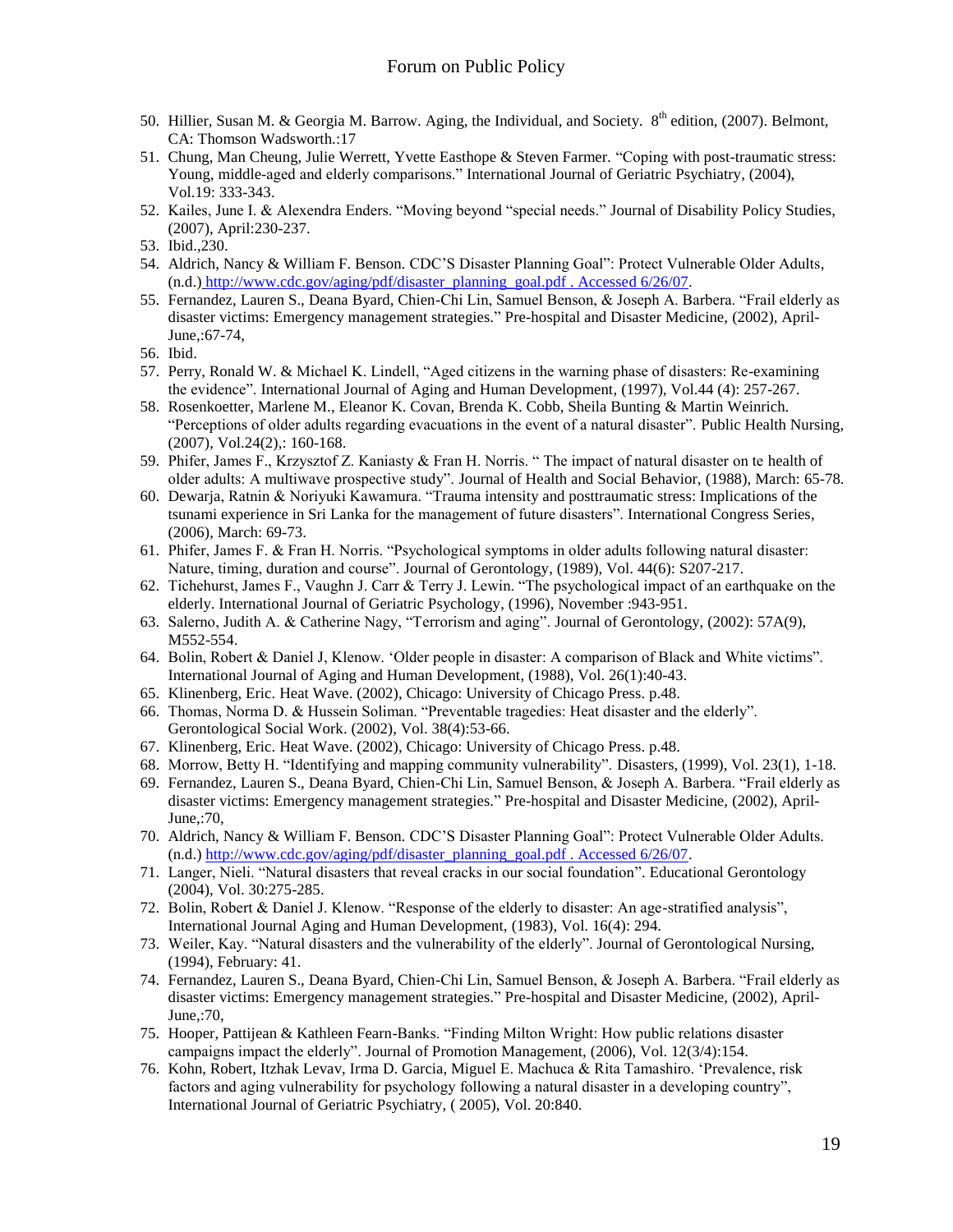50. Hillier, Susan M. & Georgia M. Barrow. Aging, the Individual, and Society. 8th edition, (2007). Belmont, CA: Thomson Wadsworth.:17
51. Chung, Man Cheung, Julie Werrett, Yvette Easthope & Steven Farmer. "Coping with post-traumatic stress: Young, middle-aged and elderly comparisons." International Journal of Geriatric Psychiatry, (2004), Vol.19: 333-343.
52. Kailes, June I. & Alexendra Enders. "Moving beyond "special needs." Journal of Disability Policy Studies, (2007), April:230-237.
53. Ibid.,230.
54. Aldrich, Nancy & William F. Benson. CDC'S Disaster Planning Goal": Protect Vulnerable Older Adults, (n.d.) http://www.cdc.gov/aging/pdf/disaster_planning_goal.pdf . Accessed 6/26/07.
55. Fernandez, Lauren S., Deana Byard, Chien-Chi Lin, Samuel Benson, & Joseph A. Barbera. "Frail elderly as disaster victims: Emergency management strategies." Pre-hospital and Disaster Medicine, (2002), April-June,:67-74,
56. Ibid.
57. Perry, Ronald W. & Michael K. Lindell, "Aged citizens in the warning phase of disasters: Re-examining the evidence". International Journal of Aging and Human Development, (1997), Vol.44 (4): 257-267.
58. Rosenkoetter, Marlene M., Eleanor K. Covan, Brenda K. Cobb, Sheila Bunting & Martin Weinrich. "Perceptions of older adults regarding evacuations in the event of a natural disaster". Public Health Nursing, (2007), Vol.24(2),: 160-168.
59. Phifer, James F., Krzysztof Z. Kaniasty & Fran H. Norris. " The impact of natural disaster on te health of older adults: A multiwave prospective study". Journal of Health and Social Behavior, (1988), March: 65-78.
60. Dewarja, Ratnin & Noriyuki Kawamura. "Trauma intensity and posttraumatic stress: Implications of the tsunami experience in Sri Lanka for the management of future disasters". International Congress Series, (2006), March: 69-73.
61. Phifer, James F. & Fran H. Norris. "Psychological symptoms in older adults following natural disaster: Nature, timing, duration and course". Journal of Gerontology, (1989), Vol. 44(6): S207-217.
62. Tichehurst, James F., Vaughn J. Carr & Terry J. Lewin. "The psychological impact of an earthquake on the elderly. International Journal of Geriatric Psychology, (1996), November :943-951.
63. Salerno, Judith A. & Catherine Nagy, "Terrorism and aging". Journal of Gerontology, (2002): 57A(9), M552-554.
64. Bolin, Robert & Daniel J, Klenow. 'Older people in disaster: A comparison of Black and White victims". International Journal of Aging and Human Development, (1988), Vol. 26(1):40-43.
65. Klinenberg, Eric. Heat Wave. (2002), Chicago: University of Chicago Press. p.48.
66. Thomas, Norma D. & Hussein Soliman. "Preventable tragedies: Heat disaster and the elderly". Gerontological Social Work. (2002), Vol. 38(4):53-66.
67. Klinenberg, Eric. Heat Wave. (2002), Chicago: University of Chicago Press. p.48.
68. Morrow, Betty H. "Identifying and mapping community vulnerability". Disasters, (1999), Vol. 23(1), 1-18.
69. Fernandez, Lauren S., Deana Byard, Chien-Chi Lin, Samuel Benson, & Joseph A. Barbera. "Frail elderly as disaster victims: Emergency management strategies." Pre-hospital and Disaster Medicine, (2002), April-June,:70,
70. Aldrich, Nancy & William F. Benson. CDC'S Disaster Planning Goal": Protect Vulnerable Older Adults. (n.d.) http://www.cdc.gov/aging/pdf/disaster_planning_goal.pdf . Accessed 6/26/07.
71. Langer, Nieli. "Natural disasters that reveal cracks in our social foundation". Educational Gerontology (2004), Vol. 30:275-285.
72. Bolin, Robert & Daniel J. Klenow. "Response of the elderly to disaster: An age-stratified analysis", International Journal Aging and Human Development, (1983), Vol. 16(4): 294.
73. Weiler, Kay. "Natural disasters and the vulnerability of the elderly". Journal of Gerontological Nursing, (1994), February: 41.
74. Fernandez, Lauren S., Deana Byard, Chien-Chi Lin, Samuel Benson, & Joseph A. Barbera. "Frail elderly as disaster victims: Emergency management strategies." Pre-hospital and Disaster Medicine, (2002), April-June,:70,
75. Hooper, Pattijean & Kathleen Fearn-Banks. "Finding Milton Wright: How public relations disaster campaigns impact the elderly". Journal of Promotion Management, (2006), Vol. 12(3/4):154.
76. Kohn, Robert, Itzhak Levav, Irma D. Garcia, Miguel E. Machuca & Rita Tamashiro. 'Prevalence, risk factors and aging vulnerability for psychology following a natural disaster in a developing country", International Journal of Geriatric Psychiatry, ( 2005), Vol. 20:840.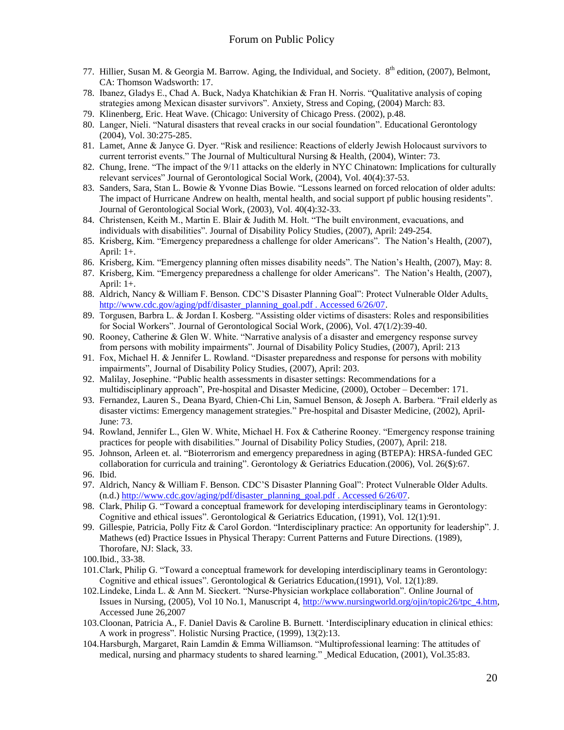77. Hillier, Susan M. & Georgia M. Barrow. Aging, the Individual, and Society. 8th edition, (2007), Belmont, CA: Thomson Wadsworth: 17.
78. Ibanez, Gladys E., Chad A. Buck, Nadya Khatchikian & Fran H. Norris. "Qualitative analysis of coping strategies among Mexican disaster survivors". Anxiety, Stress and Coping, (2004) March: 83.
79. Klinenberg, Eric. Heat Wave. (Chicago: University of Chicago Press. (2002), p.48.
80. Langer, Nieli. "Natural disasters that reveal cracks in our social foundation". Educational Gerontology (2004), Vol. 30:275-285.
81. Lamet, Anne & Janyce G. Dyer. "Risk and resilience: Reactions of elderly Jewish Holocaust survivors to current terrorist events." The Journal of Multicultural Nursing & Health, (2004), Winter: 73.
82. Chung, Irene. "The impact of the 9/11 attacks on the elderly in NYC Chinatown: Implications for culturally relevant services" Journal of Gerontological Social Work, (2004), Vol. 40(4):37-53.
83. Sanders, Sara, Stan L. Bowie & Yvonne Dias Bowie. "Lessons learned on forced relocation of older adults: The impact of Hurricane Andrew on health, mental health, and social support pf public housing residents". Journal of Gerontological Social Work, (2003), Vol. 40(4):32-33.
84. Christensen, Keith M., Martin E. Blair & Judith M. Holt. "The built environment, evacuations, and individuals with disabilities". Journal of Disability Policy Studies, (2007), April: 249-254.
85. Krisberg, Kim. "Emergency preparedness a challenge for older Americans". The Nation's Health, (2007), April: 1+.
86. Krisberg, Kim. "Emergency planning often misses disability needs". The Nation's Health, (2007), May: 8.
87. Krisberg, Kim. "Emergency preparedness a challenge for older Americans". The Nation's Health, (2007), April: 1+.
88. Aldrich, Nancy & William F. Benson. CDC'S Disaster Planning Goal": Protect Vulnerable Older Adults. http://www.cdc.gov/aging/pdf/disaster_planning_goal.pdf . Accessed 6/26/07.
89. Torgusen, Barbra L. & Jordan I. Kosberg. "Assisting older victims of disasters: Roles and responsibilities for Social Workers". Journal of Gerontological Social Work, (2006), Vol. 47(1/2):39-40.
90. Rooney, Catherine & Glen W. White. "Narrative analysis of a disaster and emergency response survey from persons with mobility impairments". Journal of Disability Policy Studies, (2007), April: 213
91. Fox, Michael H. & Jennifer L. Rowland. "Disaster preparedness and response for persons with mobility impairments", Journal of Disability Policy Studies, (2007), April: 203.
92. Malilay, Josephine. "Public health assessments in disaster settings: Recommendations for a multidisciplinary approach", Pre-hospital and Disaster Medicine, (2000), October – December: 171.
93. Fernandez, Lauren S., Deana Byard, Chien-Chi Lin, Samuel Benson, & Joseph A. Barbera. "Frail elderly as disaster victims: Emergency management strategies." Pre-hospital and Disaster Medicine, (2002), April-June: 73.
94. Rowland, Jennifer L., Glen W. White, Michael H. Fox & Catherine Rooney. "Emergency response training practices for people with disabilities." Journal of Disability Policy Studies, (2007), April: 218.
95. Johnson, Arleen et. al. "Bioterrorism and emergency preparedness in aging (BTEPA): HRSA-funded GEC collaboration for curricula and training". Gerontology & Geriatrics Education.(2006), Vol. 26($):67.
96. Ibid.
97. Aldrich, Nancy & William F. Benson. CDC'S Disaster Planning Goal": Protect Vulnerable Older Adults. (n.d.) http://www.cdc.gov/aging/pdf/disaster_planning_goal.pdf . Accessed 6/26/07.
98. Clark, Philip G. "Toward a conceptual framework for developing interdisciplinary teams in Gerontology: Cognitive and ethical issues". Gerontological & Geriatrics Education, (1991), Vol. 12(1):91.
99. Gillespie, Patricia, Polly Fitz & Carol Gordon. "Interdisciplinary practice: An opportunity for leadership". J. Mathews (ed) Practice Issues in Physical Therapy: Current Patterns and Future Directions. (1989), Thorofare, NJ: Slack, 33.
100. Ibid., 33-38.
101. Clark, Philip G. "Toward a conceptual framework for developing interdisciplinary teams in Gerontology: Cognitive and ethical issues". Gerontological & Geriatrics Education,(1991), Vol. 12(1):89.
102. Lindeke, Linda L. & Ann M. Sieckert. "Nurse-Physician workplace collaboration". Online Journal of Issues in Nursing, (2005), Vol 10 No.1, Manuscript 4, http://www.nursingworld.org/ojin/topic26/tpc_4.htm, Accessed June 26,2007
103. Cloonan, Patricia A., F. Daniel Davis & Caroline B. Burnett. 'Interdisciplinary education in clinical ethics: A work in progress". Holistic Nursing Practice, (1999), 13(2):13.
104. Harsburgh, Margaret, Rain Lamdin & Emma Williamson. "Multiprofessional learning: The attitudes of medical, nursing and pharmacy students to shared learning." Medical Education, (2001), Vol.35:83.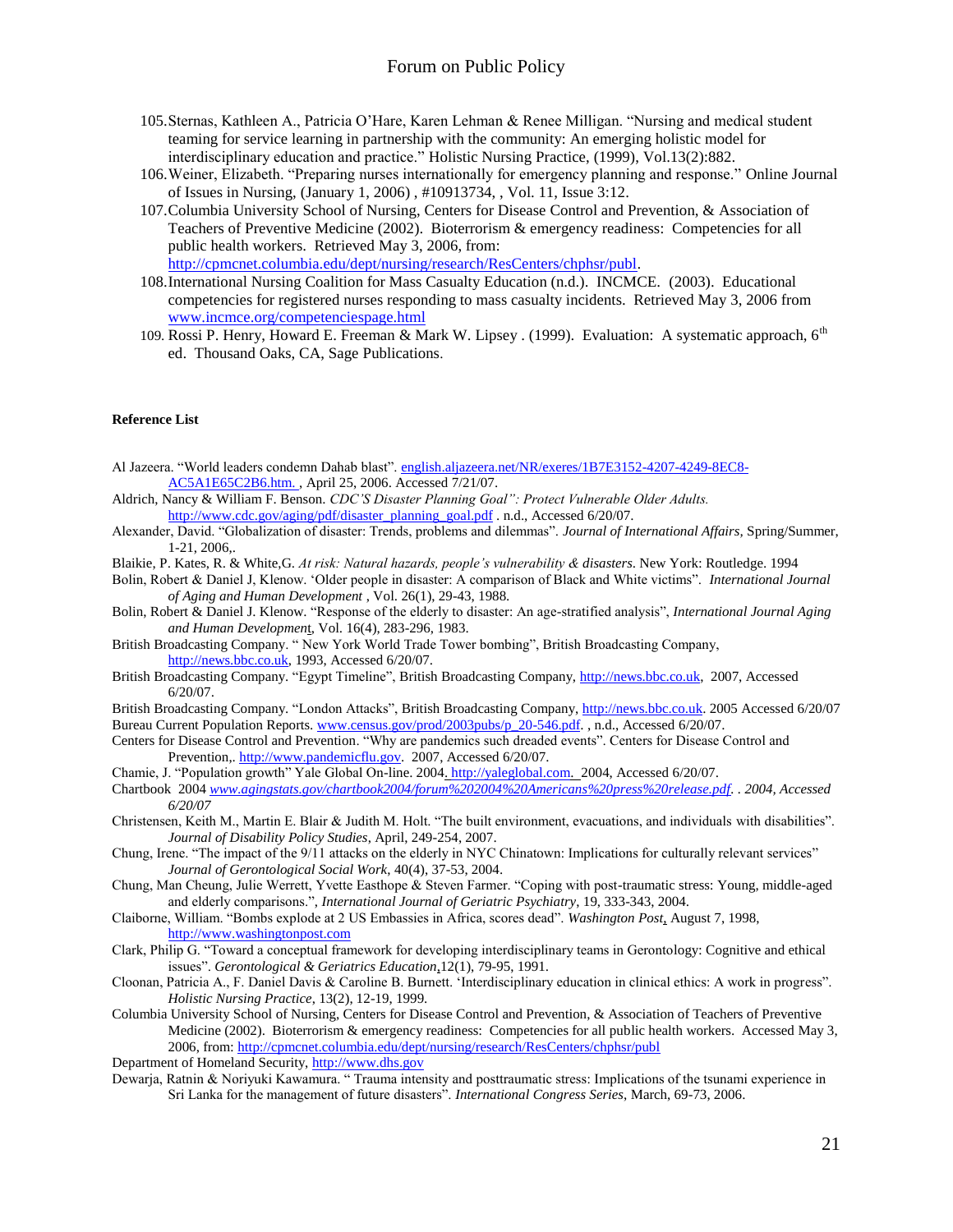105. Sternas, Kathleen A., Patricia O'Hare, Karen Lehman & Renee Milligan. "Nursing and medical student teaming for service learning in partnership with the community: An emerging holistic model for interdisciplinary education and practice." Holistic Nursing Practice, (1999), Vol.13(2):882.
106. Weiner, Elizabeth. "Preparing nurses internationally for emergency planning and response." Online Journal of Issues in Nursing, (January 1, 2006) , #10913734, , Vol. 11, Issue 3:12.
107. Columbia University School of Nursing, Centers for Disease Control and Prevention, & Association of Teachers of Preventive Medicine (2002). Bioterrorism & emergency readiness: Competencies for all public health workers. Retrieved May 3, 2006, from: http://cpmcnet.columbia.edu/dept/nursing/research/ResCenters/chphsr/publ.
108. International Nursing Coalition for Mass Casualty Education (n.d.). INCMCE. (2003). Educational competencies for registered nurses responding to mass casualty incidents. Retrieved May 3, 2006 from www.incmce.org/competenciespage.html
109. Rossi P. Henry, Howard E. Freeman & Mark W. Lipsey . (1999). Evaluation: A systematic approach, 6th ed. Thousand Oaks, CA, Sage Publications.

**Reference List**

Al Jazeera. "World leaders condemn Dahab blast". english.aljazeera.net/NR/exeres/1B7E3152-4207-4249-8EC8-AC5A1E65C2B6.htm. , April 25, 2006. Accessed 7/21/07.

Aldrich, Nancy & William F. Benson. *CDC'S Disaster Planning Goal": Protect Vulnerable Older Adults.* http://www.cdc.gov/aging/pdf/disaster_planning_goal.pdf . n.d., Accessed 6/20/07.

Alexander, David. "Globalization of disaster: Trends, problems and dilemmas". *Journal of International Affairs,* Spring/Summer, 1-21, 2006,.

Blaikie, P. Kates, R. & White,G. *At risk: Natural hazards, people's vulnerability & disasters*. New York: Routledge. 1994

Bolin, Robert & Daniel J, Klenow. 'Older people in disaster: A comparison of Black and White victims". *International Journal of Aging and Human Development* , Vol. 26(1), 29-43, 1988.

Bolin, Robert & Daniel J. Klenow. "Response of the elderly to disaster: An age-stratified analysis", *International Journal Aging and Human Development*, Vol. 16(4), 283-296, 1983.

British Broadcasting Company. " New York World Trade Tower bombing", British Broadcasting Company, http://news.bbc.co.uk, 1993, Accessed 6/20/07.

British Broadcasting Company. "Egypt Timeline", British Broadcasting Company, http://news.bbc.co.uk, 2007, Accessed 6/20/07.

British Broadcasting Company. "London Attacks", British Broadcasting Company, http://news.bbc.co.uk. 2005 Accessed 6/20/07

Bureau Current Population Reports. www.census.gov/prod/2003pubs/p_20-546.pdf. , n.d., Accessed 6/20/07.

Centers for Disease Control and Prevention. "Why are pandemics such dreaded events". Centers for Disease Control and Prevention,. http://www.pandemicflu.gov. 2007, Accessed 6/20/07.

Chamie, J. "Population growth" Yale Global On-line. 2004. http://yaleglobal.com. 2004, Accessed 6/20/07.

Chartbook 2004 *www.agingstats.gov/chartbook2004/forum%202004%20Americans%20press%20release.pdf. . 2004, Accessed 6/20/07*

Christensen, Keith M., Martin E. Blair & Judith M. Holt. "The built environment, evacuations, and individuals with disabilities". *Journal of Disability Policy Studies*, April, 249-254, 2007.

Chung, Irene. "The impact of the 9/11 attacks on the elderly in NYC Chinatown: Implications for culturally relevant services" *Journal of Gerontological Social Work*, 40(4), 37-53, 2004.

Chung, Man Cheung, Julie Werrett, Yvette Easthope & Steven Farmer. "Coping with post-traumatic stress: Young, middle-aged and elderly comparisons.", *International Journal of Geriatric Psychiatry*, 19, 333-343, 2004.

Claiborne, William. "Bombs explode at 2 US Embassies in Africa, scores dead". *Washington Post*, August 7, 1998, http://www.washingtonpost.com

Clark, Philip G. "Toward a conceptual framework for developing interdisciplinary teams in Gerontology: Cognitive and ethical issues". *Gerontological & Geriatrics Education*,12(1), 79-95, 1991.

Cloonan, Patricia A., F. Daniel Davis & Caroline B. Burnett. 'Interdisciplinary education in clinical ethics: A work in progress". *Holistic Nursing Practice*, 13(2), 12-19, 1999.

Columbia University School of Nursing, Centers for Disease Control and Prevention, & Association of Teachers of Preventive Medicine (2002). Bioterrorism & emergency readiness: Competencies for all public health workers. Accessed May 3, 2006, from: http://cpmcnet.columbia.edu/dept/nursing/research/ResCenters/chphsr/publ

Department of Homeland Security, http://www.dhs.gov

Dewarja, Ratnin & Noriyuki Kawamura. " Trauma intensity and posttraumatic stress: Implications of the tsunami experience in Sri Lanka for the management of future disasters". *International Congress Series*, March, 69-73, 2006.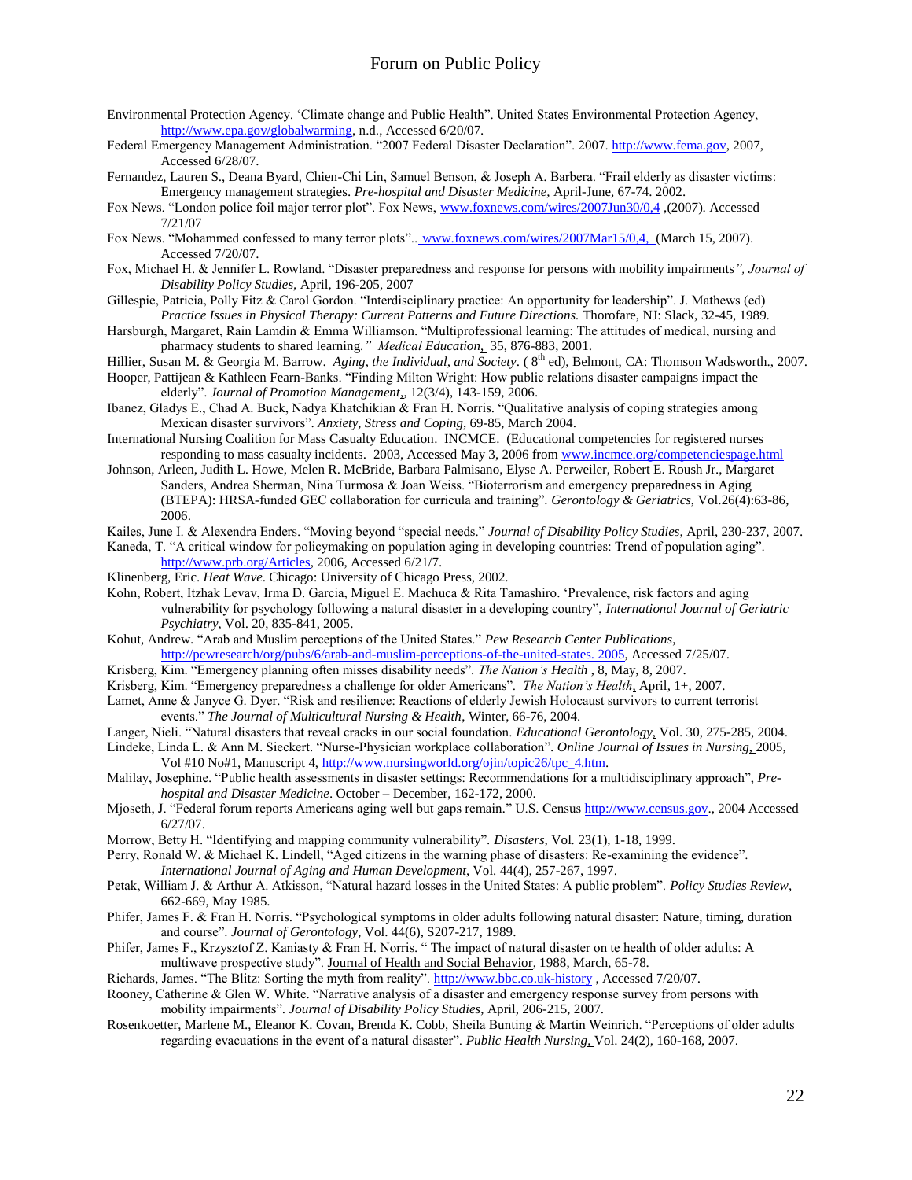Environmental Protection Agency. 'Climate change and Public Health". United States Environmental Protection Agency, http://www.epa.gov/globalwarming, n.d., Accessed 6/20/07.

Federal Emergency Management Administration. "2007 Federal Disaster Declaration". 2007. http://www.fema.gov, 2007, Accessed 6/28/07.

Fernandez, Lauren S., Deana Byard, Chien-Chi Lin, Samuel Benson, & Joseph A. Barbera. "Frail elderly as disaster victims: Emergency management strategies. *Pre-hospital and Disaster Medicine,* April-June, 67-74. 2002.

Fox News. "London police foil major terror plot". Fox News, www.foxnews.com/wires/2007Jun30/0,4 ,(2007). Accessed 7/21/07

Fox News. "Mohammed confessed to many terror plots".. www.foxnews.com/wires/2007Mar15/0,4, (March 15, 2007). Accessed 7/20/07.

Fox, Michael H. & Jennifer L. Rowland. "Disaster preparedness and response for persons with mobility impairments*", Journal of Disability Policy Studies,* April, 196-205, 2007

Gillespie, Patricia, Polly Fitz & Carol Gordon. "Interdisciplinary practice: An opportunity for leadership". J. Mathews (ed) *Practice Issues in Physical Therapy: Current Patterns and Future Directions.* Thorofare, NJ: Slack, 32-45, 1989.

Harsburgh, Margaret, Rain Lamdin & Emma Williamson. "Multiprofessional learning: The attitudes of medical, nursing and pharmacy students to shared learning*." Medical Education,* 35, 876-883, 2001.

Hillier, Susan M. & Georgia M. Barrow. *Aging, the Individual, and Society*. ( 8th ed), Belmont, CA: Thomson Wadsworth., 2007.

Hooper, Pattijean & Kathleen Fearn-Banks. "Finding Milton Wright: How public relations disaster campaigns impact the elderly". *Journal of Promotion Management*,, 12(3/4), 143-159, 2006.

Ibanez, Gladys E., Chad A. Buck, Nadya Khatchikian & Fran H. Norris. "Qualitative analysis of coping strategies among Mexican disaster survivors". *Anxiety, Stress and Coping*, 69-85, March 2004.

International Nursing Coalition for Mass Casualty Education. INCMCE. (Educational competencies for registered nurses responding to mass casualty incidents. 2003, Accessed May 3, 2006 from www.incmce.org/competenciespage.html

Johnson, Arleen, Judith L. Howe, Melen R. McBride, Barbara Palmisano, Elyse A. Perweiler, Robert E. Roush Jr., Margaret Sanders, Andrea Sherman, Nina Turmosa & Joan Weiss. "Bioterrorism and emergency preparedness in Aging (BTEPA): HRSA-funded GEC collaboration for curricula and training". *Gerontology & Geriatrics,* Vol.26(4):63-86, 2006.

Kailes, June I. & Alexendra Enders. "Moving beyond "special needs." *Journal of Disability Policy Studies,* April, 230-237, 2007.

Kaneda, T. "A critical window for policymaking on population aging in developing countries: Trend of population aging". http://www.prb.org/Articles, 2006, Accessed 6/21/7.

Klinenberg, Eric. *Heat Wave*. Chicago: University of Chicago Press, 2002.

Kohn, Robert, Itzhak Levav, Irma D. Garcia, Miguel E. Machuca & Rita Tamashiro. 'Prevalence, risk factors and aging vulnerability for psychology following a natural disaster in a developing country", *International Journal of Geriatric Psychiatry,* Vol. 20, 835-841, 2005.

Kohut, Andrew. "Arab and Muslim perceptions of the United States." *Pew Research Center Publications*, http://pewresearch/org/pubs/6/arab-and-muslim-perceptions-of-the-united-states. 2005, Accessed 7/25/07.

Krisberg, Kim. "Emergency planning often misses disability needs". *The Nation's Health* , 8, May, 8, 2007.

Krisberg, Kim. "Emergency preparedness a challenge for older Americans". *The Nation's Health*, April, 1+, 2007.

Lamet, Anne & Janyce G. Dyer. "Risk and resilience: Reactions of elderly Jewish Holocaust survivors to current terrorist events." *The Journal of Multicultural Nursing & Health*, Winter, 66-76, 2004.

Langer, Nieli. "Natural disasters that reveal cracks in our social foundation. *Educational Gerontology*, Vol. 30, 275-285, 2004.

Lindeke, Linda L. & Ann M. Sieckert. "Nurse-Physician workplace collaboration". *Online Journal of Issues in Nursing*, 2005, Vol #10 No#1, Manuscript 4, http://www.nursingworld.org/ojin/topic26/tpc_4.htm.

Malilay, Josephine. "Public health assessments in disaster settings: Recommendations for a multidisciplinary approach", *Pre-hospital and Disaster Medicine*. October – December, 162-172, 2000.

Mjoseth, J. "Federal forum reports Americans aging well but gaps remain." U.S. Census http://www.census.gov., 2004 Accessed 6/27/07.

Morrow, Betty H. "Identifying and mapping community vulnerability". *Disasters,* Vol*.* 23(1), 1-18, 1999.

Perry, Ronald W. & Michael K. Lindell, "Aged citizens in the warning phase of disasters: Re-examining the evidence". *International Journal of Aging and Human Development*, Vol. 44(4), 257-267, 1997.

Petak, William J. & Arthur A. Atkisson, "Natural hazard losses in the United States: A public problem". *Policy Studies Review*, 662-669, May 1985.

Phifer, James F. & Fran H. Norris. "Psychological symptoms in older adults following natural disaster: Nature, timing, duration and course". *Journal of Gerontology*, Vol. 44(6), S207-217, 1989.

Phifer, James F., Krzysztof Z. Kaniasty & Fran H. Norris. " The impact of natural disaster on te health of older adults: A multiwave prospective study". Journal of Health and Social Behavior, 1988, March, 65-78.

Richards, James. "The Blitz: Sorting the myth from reality". http://www.bbc.co.uk-history , Accessed 7/20/07.

Rooney, Catherine & Glen W. White. "Narrative analysis of a disaster and emergency response survey from persons with mobility impairments". *Journal of Disability Policy Studies*, April, 206-215, 2007.

Rosenkoetter, Marlene M., Eleanor K. Covan, Brenda K. Cobb, Sheila Bunting & Martin Weinrich. "Perceptions of older adults regarding evacuations in the event of a natural disaster". *Public Health Nursing*, Vol. 24(2), 160-168, 2007.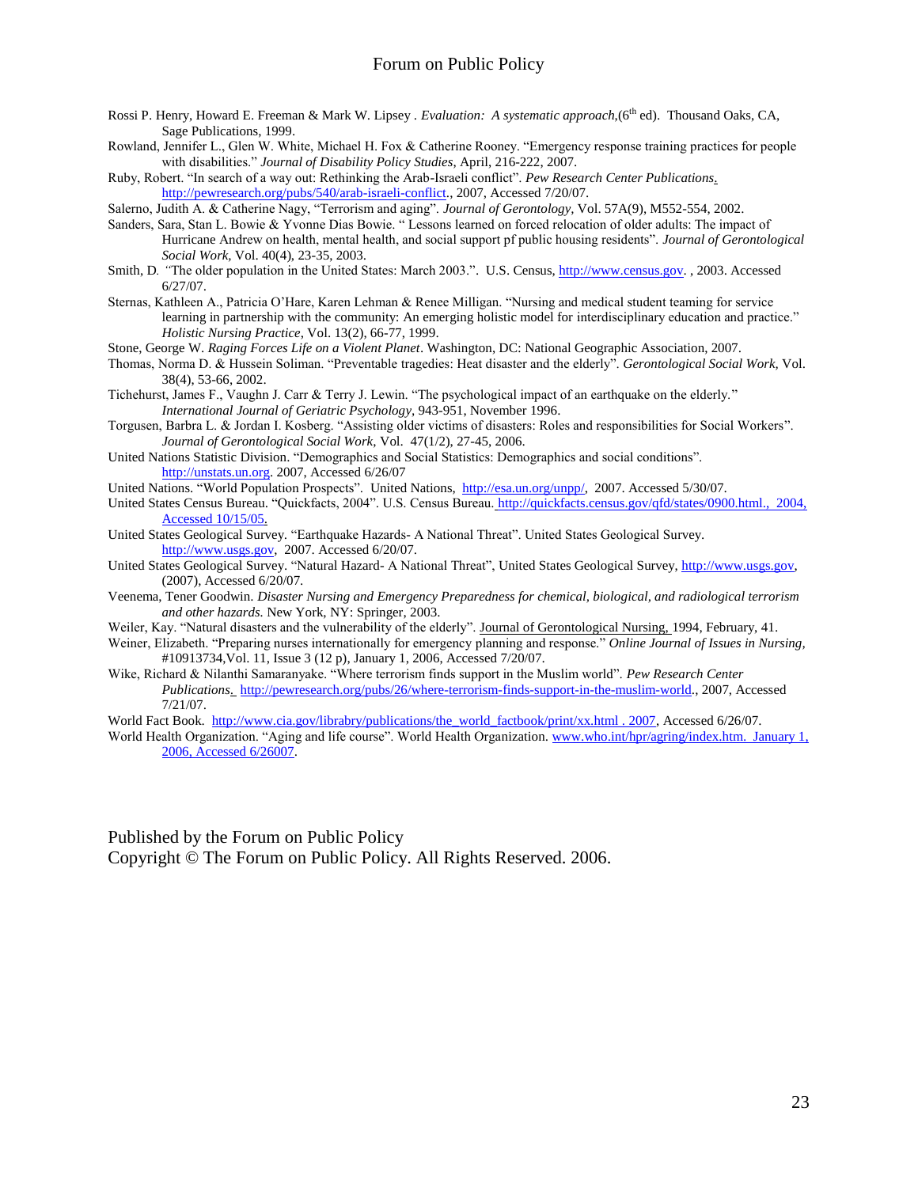Rossi P. Henry, Howard E. Freeman & Mark W. Lipsey . *Evaluation: A systematic approach,*(6th ed). Thousand Oaks, CA, Sage Publications, 1999.

Rowland, Jennifer L., Glen W. White, Michael H. Fox & Catherine Rooney. "Emergency response training practices for people with disabilities." *Journal of Disability Policy Studies,* April, 216-222, 2007.

Ruby, Robert. "In search of a way out: Rethinking the Arab-Israeli conflict". *Pew Research Center Publications*. http://pewresearch.org/pubs/540/arab-israeli-conflict., 2007, Accessed 7/20/07.

Salerno, Judith A. & Catherine Nagy, "Terrorism and aging". *Journal of Gerontology,* Vol. 57A(9), M552-554, 2002.

Sanders, Sara, Stan L. Bowie & Yvonne Dias Bowie. " Lessons learned on forced relocation of older adults: The impact of Hurricane Andrew on health, mental health, and social support pf public housing residents". *Journal of Gerontological Social Work,* Vol. 40(4), 23-35, 2003.

Smith, D. "The older population in the United States: March 2003.". U.S. Census, http://www.census.gov. , 2003. Accessed 6/27/07.

Sternas, Kathleen A., Patricia O'Hare, Karen Lehman & Renee Milligan. "Nursing and medical student teaming for service learning in partnership with the community: An emerging holistic model for interdisciplinary education and practice." *Holistic Nursing Practice*, Vol. 13(2), 66-77, 1999.

Stone, George W. *Raging Forces Life on a Violent Planet*. Washington, DC: National Geographic Association, 2007.

Thomas, Norma D. & Hussein Soliman. "Preventable tragedies: Heat disaster and the elderly". *Gerontological Social Work,* Vol. 38(4), 53-66, 2002.

Tichehurst, James F., Vaughn J. Carr & Terry J. Lewin. "The psychological impact of an earthquake on the elderly." *International Journal of Geriatric Psychology,* 943-951, November 1996.

Torgusen, Barbra L. & Jordan I. Kosberg. "Assisting older victims of disasters: Roles and responsibilities for Social Workers". *Journal of Gerontological Social Work*, Vol. 47(1/2), 27-45, 2006.

United Nations Statistic Division. "Demographics and Social Statistics: Demographics and social conditions". http://unstats.un.org. 2007, Accessed 6/26/07

United Nations. "World Population Prospects". United Nations, http://esa.un.org/unpp/, 2007. Accessed 5/30/07.

United States Census Bureau. "Quickfacts, 2004". U.S. Census Bureau. http://quickfacts.census.gov/qfd/states/0900.html., 2004, Accessed 10/15/05.

United States Geological Survey. "Earthquake Hazards- A National Threat". United States Geological Survey. http://www.usgs.gov, 2007. Accessed 6/20/07.

United States Geological Survey. "Natural Hazard- A National Threat", United States Geological Survey, http://www.usgs.gov, (2007), Accessed 6/20/07.

Veenema, Tener Goodwin. *Disaster Nursing and Emergency Preparedness for chemical, biological, and radiological terrorism and other hazards.* New York, NY: Springer, 2003.

Weiler, Kay. "Natural disasters and the vulnerability of the elderly". Journal of Gerontological Nursing, 1994, February, 41.

Weiner, Elizabeth. "Preparing nurses internationally for emergency planning and response." *Online Journal of Issues in Nursing,* #10913734,Vol. 11, Issue 3 (12 p), January 1, 2006, Accessed 7/20/07.

Wike, Richard & Nilanthi Samaranyake. "Where terrorism finds support in the Muslim world". *Pew Research Center Publications*. http://pewresearch.org/pubs/26/where-terrorism-finds-support-in-the-muslim-world., 2007, Accessed 7/21/07.

World Fact Book. http://www.cia.gov/libabry/publications/the_world_factbook/print/xx.html . 2007, Accessed 6/26/07.

World Health Organization. "Aging and life course". World Health Organization. www.who.int/hpr/agring/index.htm. January 1, 2006, Accessed 6/26007.

Published by the Forum on Public Policy
Copyright © The Forum on Public Policy. All Rights Reserved. 2006.